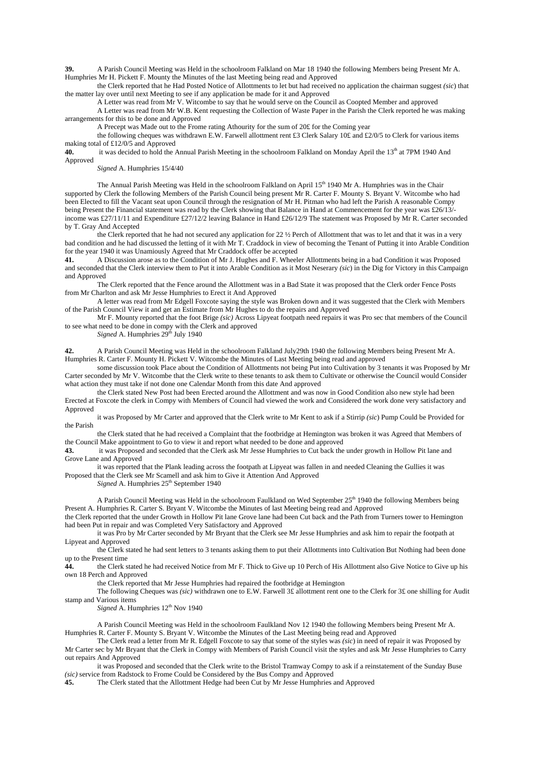**39.** A Parish Council Meeting was Held in the schoolroom Falkland on Mar 18 1940 the following Members being Present Mr A. Humphries Mr H. Pickett F. Mounty the Minutes of the last Meeting being read and Approved

the Clerk reported that he Had Posted Notice of Allottments to let but had received no application the chairman suggest *(sic)* that the matter lay over until next Meeting to see if any application be made for it and Approved

A Letter was read from Mr V. Witcombe to say that he would serve on the Council as Coopted Member and approved

A Letter was read from Mr W.B. Kent requesting the Collection of Waste Paper in the Parish the Clerk reported he was making arrangements for this to be done and Approved

A Precept was Made out to the Frome rating Athourity for the sum of 20£ for the Coming year

the following cheques was withdrawn E.W. Farwell allottment rent £3 Clerk Salary 10£ and £2/0/5 to Clerk for various items making total of £12/0/5 and Approved

**40.** it was decided to hold the Annual Parish Meeting in the schoolroom Falkland on Monday April the 13th at 7PM 1940 And Approved

*Signed* A. Humphries 15/4/40

The Annual Parish Meeting was Held in the schoolroom Falkland on April 15th 1940 Mr A. Humphries was in the Chair supported by Clerk the following Members of the Parish Council being present Mr R. Carter F. Mounty S. Bryant V. Witcombe who had been Elected to fill the Vacant seat upon Council through the resignation of Mr H. Pitman who had left the Parish A reasonable Compy being Present the Financial statement was read by the Clerk showing that Balance in Hand at Commencement for the year was £26/13/- income was £27/11/11 and Expenditure £27/12/2 leaving Balance in Hand £26/12/9 The statement was Proposed by Mr R. Carter seconded by T. Gray And Accepted

the Clerk reported that he had not secured any application for 22 ½ Perch of Allottment that was to let and that it was in a very bad condition and he had discussed the letting of it with Mr T. Craddock in view of becoming the Tenant of Putting it into Arable Condition for the year 1940 it was Unamiously Agreed that Mr Craddock offer be accepted

**41.** A Discussion arose as to the Condition of Mr J. Hughes and F. Wheeler Allottments being in a bad Condition it was Proposed and seconded that the Clerk interview them to Put it into Arable Condition as it Most Neserary *(sic)* in the Dig for Victory in this Campaign and Approved

The Clerk reported that the Fence around the Allottment was in a Bad State it was proposed that the Clerk order Fence Posts from Mr Charlton and ask Mr Jesse Humphries to Erect it And Approved

A letter was read from Mr Edgell Foxcote saying the style was Broken down and it was suggested that the Clerk with Members of the Parish Council View it and get an Estimate from Mr Hughes to do the repairs and Approved

Mr F. Mounty reported that the foot Brige *(sic)* Across Lipyeat footpath need repairs it was Pro sec that members of the Council to see what need to be done in compy with the Clerk and approved

*Signed* A. Humphries 29th July 1940

**42.** A Parish Council Meeting was Held in the schoolroom Falkland July29th 1940 the following Members being Present Mr A. Humphries R. Carter F. Mounty H. Pickett V. Witcombe the Minutes of Last Meeting being read and approved

some discussion took Place about the Condition of Allottments not being Put into Cultivation by 3 tenants it was Proposed by Mr Carter seconded by Mr V. Witcombe that the Clerk write to these tenants to ask them to Cultivate or otherwise the Council would Consider what action they must take if not done one Calendar Month from this date And approved

the Clerk stated New Post had been Erected around the Allottment and was now in Good Condition also new style had been Erected at Foxcote the clerk in Compy with Members of Council had viewed the work and Considered the work done very satisfactory and Approved

it was Proposed by Mr Carter and approved that the Clerk write to Mr Kent to ask if a Stirrip *(sic)* Pump Could be Provided for the Parish

the Clerk stated that he had received a Complaint that the footbridge at Hemington was broken it was Agreed that Members of the Council Make appointment to Go to view it and report what needed to be done and approved

**43.** it was Proposed and seconded that the Clerk ask Mr Jesse Humphries to Cut back the under growth in Hollow Pit lane and Grove Lane and Approved

it was reported that the Plank leading across the footpath at Lipyeat was fallen in and needed Cleaning the Gullies it was Proposed that the Clerk see Mr Scamell and ask him to Give it Attention And Approved

*Signed* A. Humphries 25th September 1940

A Parish Council Meeting was Held in the schoolroom Faulkland on Wed September 25th 1940 the following Members being Present A. Humphries R. Carter S. Bryant V. Witcombe the Minutes of last Meeting being read and Approved

the Clerk reported that the under Growth in Hollow Pit lane Grove lane had been Cut back and the Path from Turners tower to Hemington had been Put in repair and was Completed Very Satisfactory and Approved

it was Pro by Mr Carter seconded by Mr Bryant that the Clerk see Mr Jesse Humphries and ask him to repair the footpath at Lipyeat and Approved

the Clerk stated he had sent letters to 3 tenants asking them to put their Allottments into Cultivation But Nothing had been done up to the Present time

**44.** the Clerk stated he had received Notice from Mr F. Thick to Give up 10 Perch of His Allottment also Give Notice to Give up his own 18 Perch and Approved

the Clerk reported that Mr Jesse Humphries had repaired the footbridge at Hemington

The following Cheques was *(sic)* withdrawn one to E.W. Farwell 3£ allottment rent one to the Clerk for 3£ one shilling for Audit stamp and Various items

*Signed* A. Humphries 12th Nov 1940

A Parish Council Meeting was Held in the schoolroom Faulkland Nov 12 1940 the following Members being Present Mr A. Humphries R. Carter F. Mounty S. Bryant V. Witcombe the Minutes of the Last Meeting being read and Approved

The Clerk read a letter from Mr R. Edgell Foxcote to say that some of the styles was *(sic)* in need of repair it was Proposed by Mr Carter sec by Mr Bryant that the Clerk in Compy with Members of Parish Council visit the styles and ask Mr Jesse Humphries to Carry out repairs And Approved

it was Proposed and seconded that the Clerk write to the Bristol Tramway Compy to ask if a reinstatement of the Sunday Buse *(sic)* service from Radstock to Frome Could be Considered by the Bus Compy and Approved

**45.** The Clerk stated that the Allottment Hedge had been Cut by Mr Jesse Humphries and Approved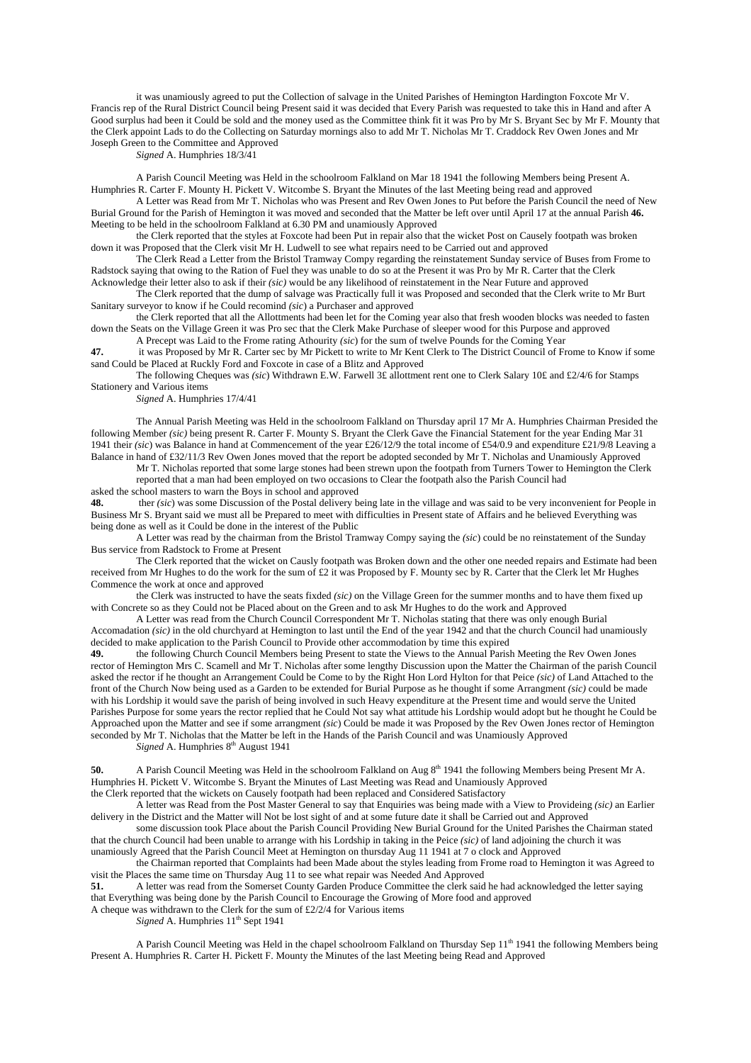it was unamiously agreed to put the Collection of salvage in the United Parishes of Hemington Hardington Foxcote Mr V. Francis rep of the Rural District Council being Present said it was decided that Every Parish was requested to take this in Hand and after A Good surplus had been it Could be sold and the money used as the Committee think fit it was Pro by Mr S. Bryant Sec by Mr F. Mounty that the Clerk appoint Lads to do the Collecting on Saturday mornings also to add Mr T. Nicholas Mr T. Craddock Rev Owen Jones and Mr Joseph Green to the Committee and Approved

*Signed* A. Humphries 18/3/41

A Parish Council Meeting was Held in the schoolroom Falkland on Mar 18 1941 the following Members being Present A. Humphries R. Carter F. Mounty H. Pickett V. Witcombe S. Bryant the Minutes of the last Meeting being read and approved

A Letter was Read from Mr T. Nicholas who was Present and Rev Owen Jones to Put before the Parish Council the need of New Burial Ground for the Parish of Hemington it was moved and seconded that the Matter be left over until April 17 at the annual Parish **46.** Meeting to be held in the schoolroom Falkland at 6.30 PM and unamiously Approved

the Clerk reported that the styles at Foxcote had been Put in repair also that the wicket Post on Causely footpath was broken down it was Proposed that the Clerk visit Mr H. Ludwell to see what repairs need to be Carried out and approved

The Clerk Read a Letter from the Bristol Tramway Compy regarding the reinstatement Sunday service of Buses from Frome to Radstock saying that owing to the Ration of Fuel they was unable to do so at the Present it was Pro by Mr R. Carter that the Clerk Acknowledge their letter also to ask if their *(sic)* would be any likelihood of reinstatement in the Near Future and approved

The Clerk reported that the dump of salvage was Practically full it was Proposed and seconded that the Clerk write to Mr Burt Sanitary surveyor to know if he Could recomind *(sic)* a Purchaser and approved

the Clerk reported that all the Allottments had been let for the Coming year also that fresh wooden blocks was needed to fasten down the Seats on the Village Green it was Pro sec that the Clerk Make Purchase of sleeper wood for this Purpose and approved

A Precept was Laid to the Frome rating Athourity *(sic)* for the sum of twelve Pounds for the Coming Year

**47.** it was Proposed by Mr R. Carter sec by Mr Pickett to write to Mr Kent Clerk to The District Council of Frome to Know if some sand Could be Placed at Ruckly Ford and Foxcote in case of a Blitz and Approved

The following Cheques was *(sic)* Withdrawn E.W. Farwell 3£ allottment rent one to Clerk Salary 10£ and £2/4/6 for Stamps Stationery and Various items

*Signed* A. Humphries 17/4/41

The Annual Parish Meeting was Held in the schoolroom Falkland on Thursday april 17 Mr A. Humphries Chairman Presided the following Member *(sic)* being present R. Carter F. Mounty S. Bryant the Clerk Gave the Financial Statement for the year Ending Mar 31 1941 their *(sic)* was Balance in hand at Commencement of the year £26/12/9 the total income of £54/0.9 and expenditure £21/9/8 Leaving a Balance in hand of £32/11/3 Rev Owen Jones moved that the report be adopted seconded by Mr T. Nicholas and Unamiously Approved

Mr T. Nicholas reported that some large stones had been strewn upon the footpath from Turners Tower to Hemington the Clerk reported that a man had been employed on two occasions to Clear the footpath also the Parish Council had asked the school masters to warn the Boys in school and approved

**48.** ther *(sic)* was some Discussion of the Postal delivery being late in the village and was said to be very inconvenient for People in Business Mr S. Bryant said we must all be Prepared to meet with difficulties in Present state of Affairs and he believed Everything was being done as well as it Could be done in the interest of the Public

A Letter was read by the chairman from the Bristol Tramway Compy saying the *(sic)* could be no reinstatement of the Sunday Bus service from Radstock to Frome at Present

The Clerk reported that the wicket on Causly footpath was Broken down and the other one needed repairs and Estimate had been received from Mr Hughes to do the work for the sum of £2 it was Proposed by F. Mounty sec by R. Carter that the Clerk let Mr Hughes Commence the work at once and approved

the Clerk was instructed to have the seats fixded *(sic)* on the Village Green for the summer months and to have them fixed up with Concrete so as they Could not be Placed about on the Green and to ask Mr Hughes to do the work and Approved

A Letter was read from the Church Council Correspondent Mr T. Nicholas stating that there was only enough Burial Accomadation *(sic)* in the old churchyard at Hemington to last until the End of the year 1942 and that the church Council had unamiously decided to make application to the Parish Council to Provide other accommodation by time this expired

**49.** the following Church Council Members being Present to state the Views to the Annual Parish Meeting the Rev Owen Jones rector of Hemington Mrs C. Scamell and Mr T. Nicholas after some lengthy Discussion upon the Matter the Chairman of the parish Council asked the rector if he thought an Arrangement Could be Come to by the Right Hon Lord Hylton for that Peice *(sic)* of Land Attached to the front of the Church Now being used as a Garden to be extended for Burial Purpose as he thought if some Arrangment *(sic)* could be made with his Lordship it would save the parish of being involved in such Heavy expenditure at the Present time and would serve the United Parishes Purpose for some years the rector replied that he Could Not say what attitude his Lordship would adopt but he thought he Could be Approached upon the Matter and see if some arrangment *(sic)* Could be made it was Proposed by the Rev Owen Jones rector of Hemington seconded by Mr T. Nicholas that the Matter be left in the Hands of the Parish Council and was Unamiously Approved

*Signed* A. Humphries 8th August 1941

**50.** A Parish Council Meeting was Held in the schoolroom Falkland on Aug 8th 1941 the following Members being Present Mr A. Humphries H. Pickett V. Witcombe S. Bryant the Minutes of Last Meeting was Read and Unamiously Approved

the Clerk reported that the wickets on Causely footpath had been replaced and Considered Satisfactory

A letter was Read from the Post Master General to say that Enquiries was being made with a View to Provideing *(sic)* an Earlier delivery in the District and the Matter will Not be lost sight of and at some future date it shall be Carried out and Approved

some discussion took Place about the Parish Council Providing New Burial Ground for the United Parishes the Chairman stated that the church Council had been unable to arrange with his Lordship in taking in the Peice *(sic)* of land adjoining the church it was unamiously Agreed that the Parish Council Meet at Hemington on thursday Aug 11 1941 at 7 o clock and Approved

the Chairman reported that Complaints had been Made about the styles leading from Frome road to Hemington it was Agreed to visit the Places the same time on Thursday Aug 11 to see what repair was Needed And Approved

**51.** A letter was read from the Somerset County Garden Produce Committee the clerk said he had acknowledged the letter saying that Everything was being done by the Parish Council to Encourage the Growing of More food and approved

A cheque was withdrawn to the Clerk for the sum of £2/2/4 for Various items

*Signed* A. Humphries 11th Sept 1941

A Parish Council Meeting was Held in the chapel schoolroom Falkland on Thursday Sep 11th 1941 the following Members being Present A. Humphries R. Carter H. Pickett F. Mounty the Minutes of the last Meeting being Read and Approved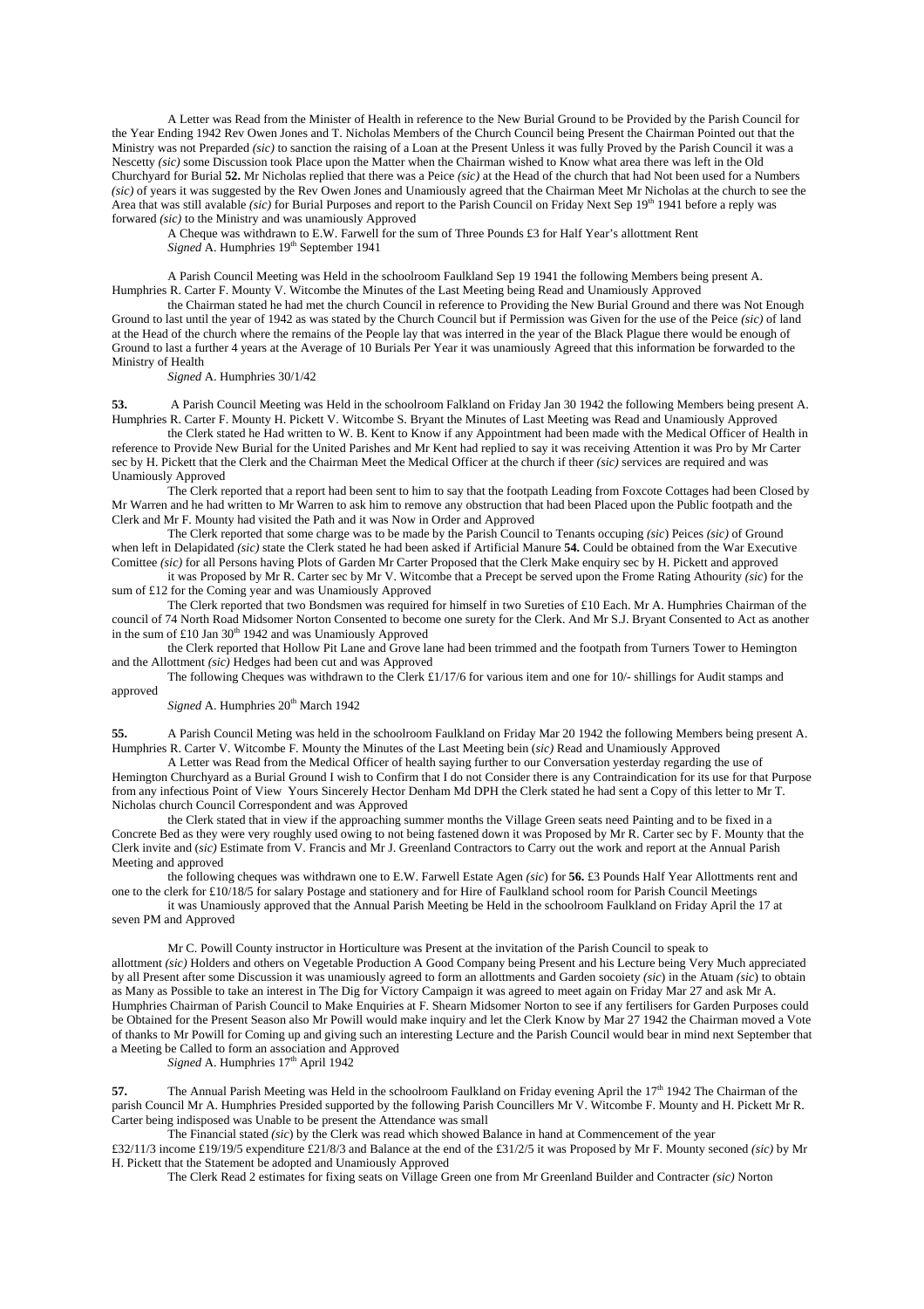A Letter was Read from the Minister of Health in reference to the New Burial Ground to be Provided by the Parish Council for the Year Ending 1942 Rev Owen Jones and T. Nicholas Members of the Church Council being Present the Chairman Pointed out that the Ministry was not Preparded *(sic)* to sanction the raising of a Loan at the Present Unless it was fully Proved by the Parish Council it was a Nescetty *(sic)* some Discussion took Place upon the Matter when the Chairman wished to Know what area there was left in the Old Churchyard for Burial **52.** Mr Nicholas replied that there was a Peice *(sic)* at the Head of the church that had Not been used for a Numbers *(sic)* of years it was suggested by the Rev Owen Jones and Unamiously agreed that the Chairman Meet Mr Nicholas at the church to see the Area that was still avalable *(sic)* for Burial Purposes and report to the Parish Council on Friday Next Sep 19th 1941 before a reply was forwared *(sic)* to the Ministry and was unamiously Approved

A Cheque was withdrawn to E.W. Farwell for the sum of Three Pounds £3 for Half Year's allottment Rent
*Signed* A. Humphries 19th September 1941

A Parish Council Meeting was Held in the schoolroom Faulkland Sep 19 1941 the following Members being present A. Humphries R. Carter F. Mounty V. Witcombe the Minutes of the Last Meeting being Read and Unamiously Approved

the Chairman stated he had met the church Council in reference to Providing the New Burial Ground and there was Not Enough Ground to last until the year of 1942 as was stated by the Church Council but if Permission was Given for the use of the Peice *(sic)* of land at the Head of the church where the remains of the People lay that was interred in the year of the Black Plague there would be enough of Ground to last a further 4 years at the Average of 10 Burials Per Year it was unamiously Agreed that this information be forwarded to the Ministry of Health
*Signed* A. Humphries 30/1/42

**53.** A Parish Council Meeting was Held in the schoolroom Falkland on Friday Jan 30 1942 the following Members being present A. Humphries R. Carter F. Mounty H. Pickett V. Witcombe S. Bryant the Minutes of Last Meeting was Read and Unamiously Approved

the Clerk stated he Had written to W. B. Kent to Know if any Appointment had been made with the Medical Officer of Health in reference to Provide New Burial for the United Parishes and Mr Kent had replied to say it was receiving Attention it was Pro by Mr Carter sec by H. Pickett that the Clerk and the Chairman Meet the Medical Officer at the church if theer *(sic)* services are required and was Unamiously Approved

The Clerk reported that a report had been sent to him to say that the footpath Leading from Foxcote Cottages had been Closed by Mr Warren and he had written to Mr Warren to ask him to remove any obstruction that had been Placed upon the Public footpath and the Clerk and Mr F. Mounty had visited the Path and it was Now in Order and Approved

The Clerk reported that some charge was to be made by the Parish Council to Tenants occuping *(sic)* Peices *(sic)* of Ground when left in Delapidated *(sic)* state the Clerk stated he had been asked if Artificial Manure **54.** Could be obtained from the War Executive Comittee *(sic)* for all Persons having Plots of Garden Mr Carter Proposed that the Clerk Make enquiry sec by H. Pickett and approved

it was Proposed by Mr R. Carter sec by Mr V. Witcombe that a Precept be served upon the Frome Rating Athourity *(sic)* for the sum of £12 for the Coming year and was Unamiously Approved

The Clerk reported that two Bondsmen was required for himself in two Sureties of £10 Each. Mr A. Humphries Chairman of the council of 74 North Road Midsomer Norton Consented to become one surety for the Clerk. And Mr S.J. Bryant Consented to Act as another in the sum of £10 Jan 30th 1942 and was Unamiously Approved

the Clerk reported that Hollow Pit Lane and Grove lane had been trimmed and the footpath from Turners Tower to Hemington and the Allottment *(sic)* Hedges had been cut and was Approved

The following Cheques was withdrawn to the Clerk £1/17/6 for various item and one for 10/- shillings for Audit stamps and approved
*Signed* A. Humphries 20th March 1942

**55.** A Parish Council Meting was held in the schoolroom Faulkland on Friday Mar 20 1942 the following Members being present A. Humphries R. Carter V. Witcombe F. Mounty the Minutes of the Last Meeting bein *(sic)* Read and Unamiously Approved

A Letter was Read from the Medical Officer of health saying further to our Conversation yesterday regarding the use of Hemington Churchyard as a Burial Ground I wish to Confirm that I do not Consider there is any Contraindication for its use for that Purpose from any infectious Point of View Yours Sincerely Hector Denham Md DPH the Clerk stated he had sent a Copy of this letter to Mr T. Nicholas church Council Correspondent and was Approved

the Clerk stated that in view if the approaching summer months the Village Green seats need Painting and to be fixed in a Concrete Bed as they were very roughly used owing to not being fastened down it was Proposed by Mr R. Carter sec by F. Mounty that the Clerk invite and *(sic)* Estimate from V. Francis and Mr J. Greenland Contractors to Carry out the work and report at the Annual Parish Meeting and approved

the following cheques was withdrawn one to E.W. Farwell Estate Agen *(sic)* for **56.** £3 Pounds Half Year Allottments rent and one to the clerk for £10/18/5 for salary Postage and stationery and for Hire of Faulkland school room for Parish Council Meetings

it was Unamiously approved that the Annual Parish Meeting be Held in the schoolroom Faulkland on Friday April the 17 at seven PM and Approved

Mr C. Powill County instructor in Horticulture was Present at the invitation of the Parish Council to speak to allottment *(sic)* Holders and others on Vegetable Production A Good Company being Present and his Lecture being Very Much appreciated by all Present after some Discussion it was unamiously agreed to form an allottments and Garden socoiety *(sic)* in the Atuam *(sic)* to obtain as Many as Possible to take an interest in The Dig for Victory Campaign it was agreed to meet again on Friday Mar 27 and ask Mr A. Humphries Chairman of Parish Council to Make Enquiries at F. Shearn Midsomer Norton to see if any fertilisers for Garden Purposes could be Obtained for the Present Season also Mr Powill would make inquiry and let the Clerk Know by Mar 27 1942 the Chairman moved a Vote of thanks to Mr Powill for Coming up and giving such an interesting Lecture and the Parish Council would bear in mind next September that a Meeting be Called to form an association and Approved
*Signed* A. Humphries 17th April 1942

**57.** The Annual Parish Meeting was Held in the schoolroom Faulkland on Friday evening April the 17th 1942 The Chairman of the parish Council Mr A. Humphries Presided supported by the following Parish Councillers Mr V. Witcombe F. Mounty and H. Pickett Mr R. Carter being indisposed was Unable to be present the Attendance was small

The Financial stated *(sic)* by the Clerk was read which showed Balance in hand at Commencement of the year £32/11/3 income £19/19/5 expenditure £21/8/3 and Balance at the end of the £31/2/5 it was Proposed by Mr F. Mounty seconed *(sic)* by Mr H. Pickett that the Statement be adopted and Unamiously Approved

The Clerk Read 2 estimates for fixing seats on Village Green one from Mr Greenland Builder and Contracter *(sic)* Norton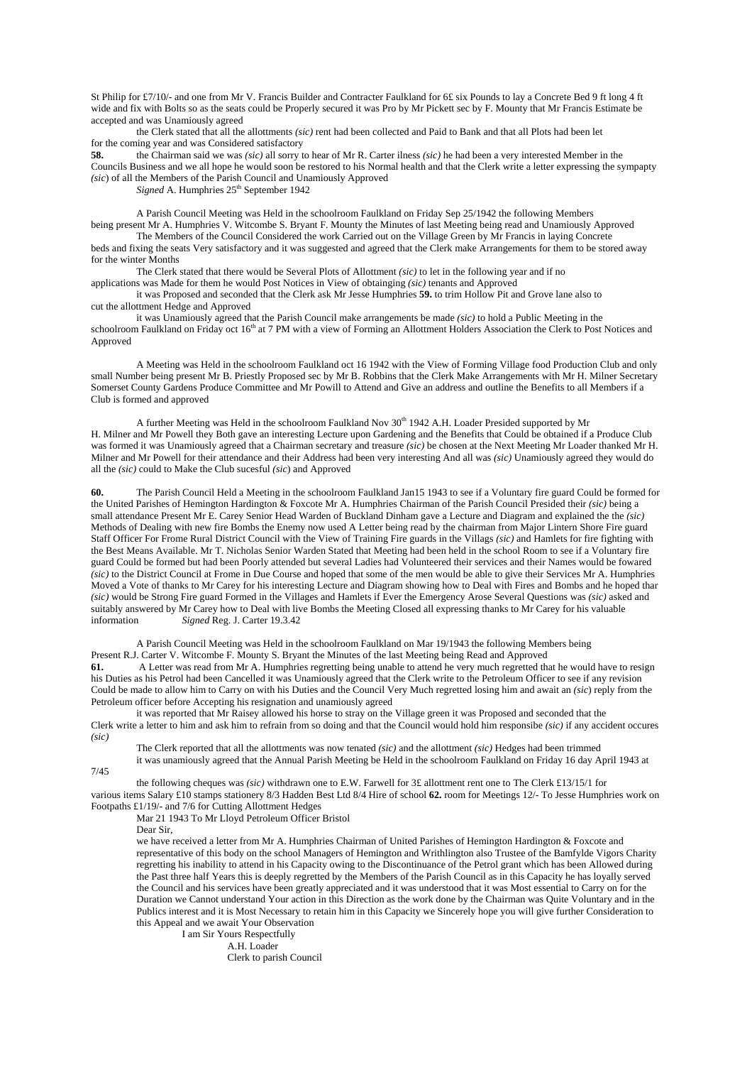St Philip for £7/10/- and one from Mr V. Francis Builder and Contracter Faulkland for 6£ six Pounds to lay a Concrete Bed 9 ft long 4 ft wide and fix with Bolts so as the seats could be Properly secured it was Pro by Mr Pickett sec by F. Mounty that Mr Francis Estimate be accepted and was Unamiously agreed

the Clerk stated that all the allottments *(sic)* rent had been collected and Paid to Bank and that all Plots had been let for the coming year and was Considered satisfactory

**58.** the Chairman said we was *(sic)* all sorry to hear of Mr R. Carter ilness *(sic)* he had been a very interested Member in the Councils Business and we all hope he would soon be restored to his Normal health and that the Clerk write a letter expressing the sympapty *(sic)* of all the Members of the Parish Council and Unamiously Approved

*Signed* A. Humphries 25th September 1942

A Parish Council Meeting was Held in the schoolroom Faulkland on Friday Sep 25/1942 the following Members being present Mr A. Humphries V. Witcombe S. Bryant F. Mounty the Minutes of last Meeting being read and Unamiously Approved

The Members of the Council Considered the work Carried out on the Village Green by Mr Francis in laying Concrete beds and fixing the seats Very satisfactory and it was suggested and agreed that the Clerk make Arrangements for them to be stored away for the winter Months

The Clerk stated that there would be Several Plots of Allottment *(sic)* to let in the following year and if no applications was Made for them he would Post Notices in View of obtainging *(sic)* tenants and Approved

it was Proposed and seconded that the Clerk ask Mr Jesse Humphries **59.** to trim Hollow Pit and Grove lane also to cut the allottment Hedge and Approved

it was Unamiously agreed that the Parish Council make arrangements be made *(sic)* to hold a Public Meeting in the schoolroom Faulkland on Friday oct 16th at 7 PM with a view of Forming an Allottment Holders Association the Clerk to Post Notices and Approved

A Meeting was Held in the schoolroom Faulkland oct 16 1942 with the View of Forming Village food Production Club and only small Number being present Mr B. Priestly Proposed sec by Mr B. Robbins that the Clerk Make Arrangements with Mr H. Milner Secretary Somerset County Gardens Produce Committee and Mr Powill to Attend and Give an address and outline the Benefits to all Members if a Club is formed and approved

A further Meeting was Held in the schoolroom Faulkland Nov 30th 1942 A.H. Loader Presided supported by Mr H. Milner and Mr Powell they Both gave an interesting Lecture upon Gardening and the Benefits that Could be obtained if a Produce Club was formed it was Unamiously agreed that a Chairman secretary and treasure *(sic)* be chosen at the Next Meeting Mr Loader thanked Mr H. Milner and Mr Powell for their attendance and their Address had been very interesting And all was *(sic)* Unamiously agreed they would do all the *(sic)* could to Make the Club sucesful *(sic)* and Approved

**60.** The Parish Council Held a Meeting in the schoolroom Faulkland Jan15 1943 to see if a Voluntary fire guard Could be formed for the United Parishes of Hemington Hardington & Foxcote Mr A. Humphries Chairman of the Parish Council Presided their *(sic)* being a small attendance Present Mr E. Carey Senior Head Warden of Buckland Dinham gave a Lecture and Diagram and explained the the *(sic)* Methods of Dealing with new fire Bombs the Enemy now used A Letter being read by the chairman from Major Lintern Shore Fire guard Staff Officer For Frome Rural District Council with the View of Training Fire guards in the Villags *(sic)* and Hamlets for fire fighting with the Best Means Available. Mr T. Nicholas Senior Warden Stated that Meeting had been held in the school Room to see if a Voluntary fire guard Could be formed but had been Poorly attended but several Ladies had Volunteered their services and their Names would be fowared *(sic)* to the District Council at Frome in Due Course and hoped that some of the men would be able to give their Services Mr A. Humphries Moved a Vote of thanks to Mr Carey for his interesting Lecture and Diagram showing how to Deal with Fires and Bombs and he hoped thar *(sic)* would be Strong Fire guard Formed in the Villages and Hamlets if Ever the Emergency Arose Several Questions was *(sic)* asked and suitably answered by Mr Carey how to Deal with live Bombs the Meeting Closed all expressing thanks to Mr Carey for his valuable information *Signed* Reg. J. Carter 19.3.42

A Parish Council Meeting was Held in the schoolroom Faulkland on Mar 19/1943 the following Members being Present R.J. Carter V. Witcombe F. Mounty S. Bryant the Minutes of the last Meeting being Read and Approved

**61.** A Letter was read from Mr A. Humphries regretting being unable to attend he very much regretted that he would have to resign his Duties as his Petrol had been Cancelled it was Unamiously agreed that the Clerk write to the Petroleum Officer to see if any revision Could be made to allow him to Carry on with his Duties and the Council Very Much regretted losing him and await an *(sic)* reply from the Petroleum officer before Accepting his resignation and unamiously agreed

it was reported that Mr Raisey allowed his horse to stray on the Village green it was Proposed and seconded that the Clerk write a letter to him and ask him to refrain from so doing and that the Council would hold him responsibe *(sic)* if any accident occures *(sic)*

The Clerk reported that all the allottments was now tenated *(sic)* and the allottment *(sic)* Hedges had been trimmed

it was unamiously agreed that the Annual Parish Meeting be Held in the schoolroom Faulkland on Friday 16 day April 1943 at 7/45

the following cheques was *(sic)* withdrawn one to E.W. Farwell for 3£ allottment rent one to The Clerk £13/15/1 for various items Salary £10 stamps stationery 8/3 Hadden Best Ltd 8/4 Hire of school **62.** room for Meetings 12/- To Jesse Humphries work on Footpaths £1/19/- and 7/6 for Cutting Allottment Hedges

Mar 21 1943 To Mr Lloyd Petroleum Officer Bristol

Dear Sir,

we have received a letter from Mr A. Humphries Chairman of United Parishes of Hemington Hardington & Foxcote and representative of this body on the school Managers of Hemington and Writhlington also Trustee of the Bamfylde Vigors Charity regretting his inability to attend in his Capacity owing to the Discontinuance of the Petrol grant which has been Allowed during the Past three half Years this is deeply regretted by the Members of the Parish Council as in this Capacity he has loyally served the Council and his services have been greatly appreciated and it was understood that it was Most essential to Carry on for the Duration we Cannot understand Your action in this Direction as the work done by the Chairman was Quite Voluntary and in the Publics interest and it is Most Necessary to retain him in this Capacity we Sincerely hope you will give further Consideration to this Appeal and we await Your Observation

I am Sir Yours Respectfully

A.H. Loader

Clerk to parish Council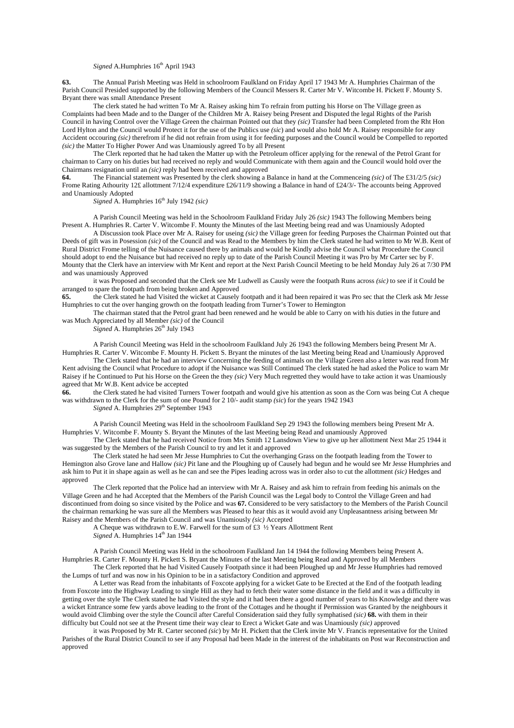*Signed* A.Humphries 16th April 1943

**63.** The Annual Parish Meeting was Held in schoolroom Faulkland on Friday April 17 1943 Mr A. Humphries Chairman of the Parish Council Presided supported by the following Members of the Council Messers R. Carter Mr V. Witcombe H. Pickett F. Mounty S. Bryant there was small Attendance Present

The clerk stated he had written To Mr A. Raisey asking him To refrain from putting his Horse on The Village green as Complaints had been Made and to the Danger of the Children Mr A. Raisey being Present and Disputed the legal Rights of the Parish Council in having Control over the Village Green the chairman Pointed out that they *(sic)* Transfer had been Completed from the Rht Hon Lord Hylton and the Council would Protect it for the use of the Publics use *(sic)* and would also hold Mr A. Raisey responsible for any Accident occouring *(sic)* therefrom if he did not refrain from using it for feeding purposes and the Council would be Compelled to reported *(sic)* the Matter To Higher Power And was Unamiously agreed To by all Present

The Clerk reported that he had taken the Matter up with the Petroleum officer applying for the renewal of the Petrol Grant for chairman to Carry on his duties but had received no reply and would Communicate with them again and the Council would hold over the Chairmans resignation until an *(sic)* reply had been received and approved

**64.** The Financial statement was Presented by the clerk showing a Balance in hand at the Commenceing *(sic)* of The £31/2/5 *(sic)* Frome Rating Athourity 12£ allottment 7/12/4 expenditure £26/11/9 showing a Balance in hand of £24/3/- The accounts being Approved and Unamiously Adopted

*Signed* A. Humphries 16th July 1942 *(sic)*

A Parish Council Meeting was held in the Schoolroom Faulkland Friday July 26 *(sic)* 1943 The following Members being Present A. Humphries R. Carter V. Witcombe F. Mounty the Minutes of the last Meeting being read and was Unamiously Adopted

A Discussion took Place over Mr A. Raisey for useing *(sic)* the Village green for feeding Purposes the Chairman Pointed out that Deeds of gift was in Posession *(sic)* of the Council and was Read to the Members by him the Clerk stated he had written to Mr W.B. Kent of Rural District Frome telling of the Nuisance caused there by animals and would he Kindly advise the Council what Procedure the Council should adopt to end the Nuisance but had received no reply up to date of the Parish Council Meeting it was Pro by Mr Carter sec by F. Mounty that the Clerk have an interview with Mr Kent and report at the Next Parish Council Meeting to be held Monday July 26 at 7/30 PM and was unamiously Approved

it was Proposed and seconded that the Clerk see Mr Ludwell as Causly were the footpath Runs across *(sic)* to see if it Could be arranged to spare the footpath from being broken and Approved

**65.** the Clerk stated he had Visited the wicket at Causely footpath and it had been repaired it was Pro sec that the Clerk ask Mr Jesse Humphries to cut the over hanging growth on the footpath leading from Turner's Tower to Hemington

The chairman stated that the Petrol grant had been renewed and he would be able to Carry on with his duties in the future and was Much Appreciated by all Member *(sic)* of the Council

*Signed* A. Humphries 26th July 1943

A Parish Council Meeting was Held in the schoolroom Faulkland July 26 1943 the following Members being Present Mr A. Humphries R. Carter V. Witcombe F. Mounty H. Pickett S. Bryant the minutes of the last Meeting being Read and Unamiously Approved

The Clerk stated that he had an interview Concerning the feeding of animals on the Village Green also a letter was read from Mr Kent advising the Council what Procedure to adopt if the Nuisance was Still Continued The clerk stated he had asked the Police to warn Mr Raisey if he Continued to Put his Horse on the Green the they *(sic)* Very Much regretted they would have to take action it was Unamiously agreed that Mr W.B. Kent advice be accepted

**66.** the Clerk stated he had visited Turners Tower footpath and would give his attention as soon as the Corn was being Cut A cheque was withdrawn to the Clerk for the sum of one Pound for 2 10/- audit stamp *(sic)* for the years 1942 1943

*Signed* A. Humphries 29th September 1943

A Parish Council Meeting was Held in the schoolroom Faulkland Sep 29 1943 the following members being Present Mr A. Humphries V. Witcombe F. Mounty S. Bryant the Minutes of the last Meeting being Read and unamiously Approved

The Clerk stated that he had received Notice from Mrs Smith 12 Lansdown View to give up her allottment Next Mar 25 1944 it was suggested by the Members of the Parish Council to try and let it and approved

The Clerk stated he had seen Mr Jesse Humphries to Cut the overhanging Grass on the footpath leading from the Tower to Hemington also Grove lane and Hallow *(sic)* Pit lane and the Ploughing up of Causely had begun and he would see Mr Jesse Humphries and ask him to Put it in shape again as well as he can and see the Pipes leading across was in order also to cut the allottment *(sic)* Hedges and approved

The Clerk reported that the Police had an interview with Mr A. Raisey and ask him to refrain from feeding his animals on the Village Green and he had Accepted that the Members of the Parish Council was the Legal body to Control the Village Green and had discontinued from doing so since visited by the Police and was **67.** Considered to be very satisfactory to the Members of the Parish Council the chairman remarking he was sure all the Members was Pleased to hear this as it would avoid any Unpleasantness arising between Mr Raisey and the Members of the Parish Council and was Unamiously *(sic)* Accepted

A Cheque was withdrawn to E.W. Farwell for the sum of £3 ½ Years Allottment Rent

*Signed* A. Humphries 14th Jan 1944

A Parish Council Meeting was Held in the schoolroom Faulkland Jan 14 1944 the following Members being Present A. Humphries R. Carter F. Mounty H. Pickett S. Bryant the Minutes of the last Meeting being Read and Approved by all Members

The Clerk reported that he had Visited Causely Footpath since it had been Ploughed up and Mr Jesse Humphries had removed the Lumps of turf and was now in his Opinion to be in a satisfactory Condition and approved

A Letter was Read from the inhabitants of Foxcote applying for a wicket Gate to be Erected at the End of the footpath leading from Foxcote into the Highway Leading to single Hill as they had to fetch their water some distance in the field and it was a difficulty in getting over the style The Clerk stated he had Visited the style and it had been there a good number of years to his Knowledge and there was a wicket Entrance some few yards above leading to the front of the Cottages and he thought if Permission was Granted by the neighbours it would avoid Climbing over the style the Council after Careful Consideration said they fully symphatised *(sic)* **68.** with them in their difficulty but Could not see at the Present time their way clear to Erect a Wicket Gate and was Unamiously *(sic)* approved

it was Proposed by Mr R. Carter seconed *(sic)* by Mr H. Pickett that the Clerk invite Mr V. Francis representative for the United Parishes of the Rural District Council to see if any Proposal had been Made in the interest of the inhabitants on Post war Reconstruction and approved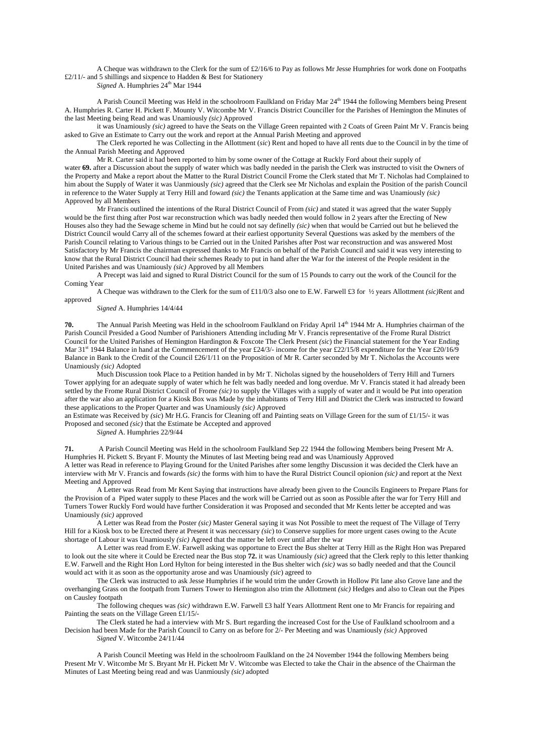A Cheque was withdrawn to the Clerk for the sum of £2/16/6 to Pay as follows Mr Jesse Humphries for work done on Footpaths £2/11/- and 5 shillings and sixpence to Hadden & Best for Stationery

*Signed* A. Humphries 24th Mar 1944

A Parish Council Meeting was Held in the schoolroom Faulkland on Friday Mar 24th 1944 the following Members being Present A. Humphries R. Carter H. Pickett F. Mounty V. Witcombe Mr V. Francis District Counciller for the Parishes of Hemington the Minutes of the last Meeting being Read and was Unamiously *(sic)* Approved

it was Unamiously *(sic)* agreed to have the Seats on the Village Green repainted with 2 Coats of Green Paint Mr V. Francis being asked to Give an Estimate to Carry out the work and report at the Annual Parish Meeting and approved

The Clerk reported he was Collecting in the Allottment (*sic*) Rent and hoped to have all rents due to the Council in by the time of the Annual Parish Meeting and Approved

Mr R. Carter said it had been reported to him by some owner of the Cottage at Ruckly Ford about their supply of water **69.** after a Discussion about the supply of water which was badly needed in the parish the Clerk was instructed to visit the Owners of the Property and Make a report about the Matter to the Rural District Council Frome the Clerk stated that Mr T. Nicholas had Complained to him about the Supply of Water it was Uanmiously *(sic)* agreed that the Clerk see Mr Nicholas and explain the Position of the parish Council in reference to the Water Supply at Terry Hill and foward *(sic)* the Tenants application at the Same time and was Unamiously *(sic)* Approved by all Members

Mr Francis outlined the intentions of the Rural District Council of From *(sic)* and stated it was agreed that the water Supply would be the first thing after Post war reconstruction which was badly needed then would follow in 2 years after the Erecting of New Houses also they had the Sewage scheme in Mind but he could not say definelly *(sic)* when that would be Carried out but he believed the District Council would Carry all of the schemes foward at their earliest opportunity Several Questions was asked by the members of the Parish Council relating to Various things to be Carried out in the United Parishes after Post war reconstruction and was answered Most Satisfactory by Mr Francis the chairman expressed thanks to Mr Francis on behalf of the Parish Council and said it was very interesting to know that the Rural District Council had their schemes Ready to put in hand after the War for the interest of the People resident in the United Parishes and was Unamiously *(sic)* Approved by all Members

A Precept was laid and signed to Rural District Council for the sum of 15 Pounds to carry out the work of the Council for the Coming Year

A Cheque was withdrawn to the Clerk for the sum of £11/0/3 also one to E.W. Farwell £3 for ½ years Allottment *(sic)*Rent and approved

*Signed* A. Humphries 14/4/44

**70.** The Annual Parish Meeting was Held in the schoolroom Faulkland on Friday April 14th 1944 Mr A. Humphries chairman of the Parish Council Presided a Good Number of Parishioners Attending including Mr V. Francis representative of the Frome Rural District Council for the United Parishes of Hemington Hardington & Foxcote The Clerk Present *(sic)* the Financial statement for the Year Ending Mar 31st 1944 Balance in hand at the Commencement of the year £24/3/- income for the year £22/15/8 expenditure for the Year £20/16/9 Balance in Bank to the Credit of the Council £26/1/11 on the Proposition of Mr R. Carter seconded by Mr T. Nicholas the Accounts were Unamiously *(sic)* Adopted

Much Discussion took Place to a Petition handed in by Mr T. Nicholas signed by the householders of Terry Hill and Turners Tower applying for an adequate supply of water which he felt was badly needed and long overdue. Mr V. Francis stated it had already been settled by the Frome Rural District Council of Frome *(sic)* to supply the Villages with a supply of water and it would be Put into operation after the war also an application for a Kiosk Box was Made by the inhabitants of Terry Hill and District the Clerk was instructed to foward these applications to the Proper Quarter and was Unamiously *(sic)* Approved

an Estimate was Received by *(sic)* Mr H.G. Francis for Cleaning off and Painting seats on Village Green for the sum of £1/15/- it was Proposed and seconed *(sic)* that the Estimate be Accepted and approved

*Signed* A. Humphries 22/9/44

**71.** A Parish Council Meeting was Held in the schoolroom Faulkland Sep 22 1944 the following Members being Present Mr A. Humphries H. Pickett S. Bryant F. Mounty the Minutes of last Meeting being read and was Unamiously Approved

A letter was Read in reference to Playing Ground for the United Parishes after some lengthy Discussion it was decided the Clerk have an interview with Mr V. Francis and fowards *(sic)* the forms with him to have the Rural District Council opionion *(sic)* and report at the Next Meeting and Approved

A Letter was Read from Mr Kent Saying that instructions have already been given to the Councils Engineers to Prepare Plans for the Provision of a Piped water supply to these Places and the work will be Carried out as soon as Possible after the war for Terry Hill and Turners Tower Ruckly Ford would have further Consideration it was Proposed and seconded that Mr Kents letter be accepted and was Unamiously *(sic)* approved

A Letter was Read from the Poster *(sic)* Master General saying it was Not Possible to meet the request of The Village of Terry Hill for a Kiosk box to be Erected there at Present it was neccessary *(sic)* to Conserve supplies for more urgent cases owing to the Acute shortage of Labour it was Unamiously *(sic)* Agreed that the matter be left over until after the war

A Letter was read from E.W. Farwell asking was opportune to Erect the Bus shelter at Terry Hill as the Right Hon was Prepared to look out the site where it Could be Erected near the Bus stop **72.** it was Unamiously *(sic)* agreed that the Clerk reply to this letter thanking E.W. Farwell and the Right Hon Lord Hylton for being interested in the Bus shelter wich *(sic)* was so badly needed and that the Council would act with it as soon as the opportunity arose and was Unamiously *(sic)* agreed to

The Clerk was instructed to ask Jesse Humphries if he would trim the under Growth in Hollow Pit lane also Grove lane and the overhanging Grass on the footpath from Turners Tower to Hemington also trim the Allottment *(sic)* Hedges and also to Clean out the Pipes on Causley footpath

The following cheques was *(sic)* withdrawn E.W. Farwell £3 half Years Allottment Rent one to Mr Francis for repairing and Painting the seats on the Village Green £1/15/-

The Clerk stated he had a interview with Mr S. Burt regarding the increased Cost for the Use of Faulkland schoolroom and a Decision had been Made for the Parish Council to Carry on as before for 2/- Per Meeting and was Unamiously *(sic)* Approved

*Signed* V. Witcombe 24/11/44

A Parish Council Meeting was Held in the schoolroom Faulkland on the 24 November 1944 the following Members being Present Mr V. Witcombe Mr S. Bryant Mr H. Pickett Mr V. Witcombe was Elected to take the Chair in the absence of the Chairman the Minutes of Last Meeting being read and was Uanmiously *(sic)* adopted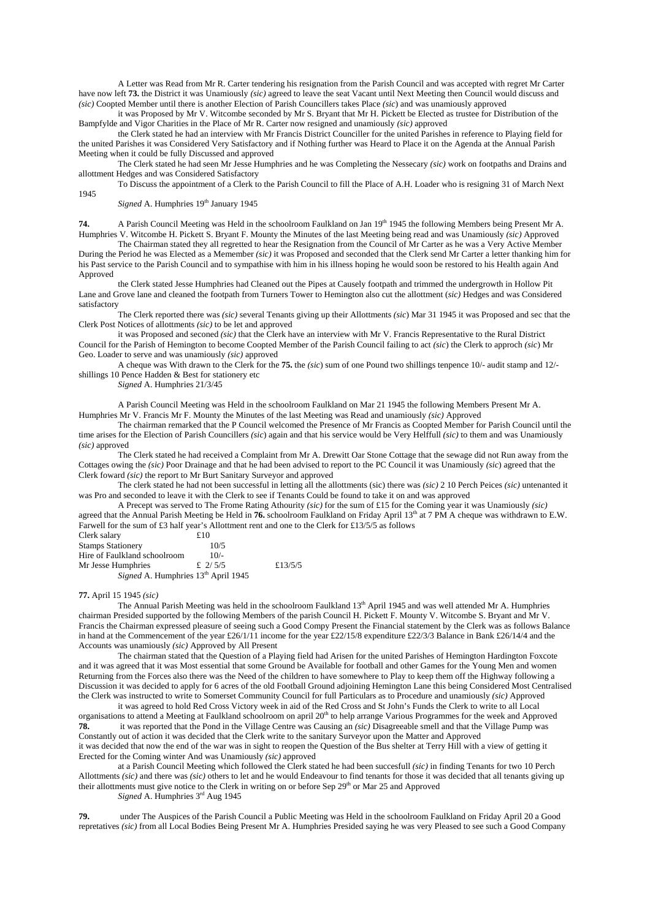A Letter was Read from Mr R. Carter tendering his resignation from the Parish Council and was accepted with regret Mr Carter have now left **73.** the District it was Unamiously *(sic)* agreed to leave the seat Vacant until Next Meeting then Council would discuss and *(sic)* Coopted Member until there is another Election of Parish Councillers takes Place *(sic)* and was unamiously approved

it was Proposed by Mr V. Witcombe seconded by Mr S. Bryant that Mr H. Pickett be Elected as trustee for Distribution of the Bampfylde and Vigor Charities in the Place of Mr R. Carter now resigned and unamiously *(sic)* approved

the Clerk stated he had an interview with Mr Francis District Counciller for the united Parishes in reference to Playing field for the united Parishes it was Considered Very Satisfactory and if Nothing further was Heard to Place it on the Agenda at the Annual Parish Meeting when it could be fully Discussed and approved

The Clerk stated he had seen Mr Jesse Humphries and he was Completing the Nessecary *(sic)* work on footpaths and Drains and allottment Hedges and was Considered Satisfactory

To Discuss the appointment of a Clerk to the Parish Council to fill the Place of A.H. Loader who is resigning 31 of March Next 1945

*Signed* A. Humphries 19th January 1945

**74.** A Parish Council Meeting was Held in the schoolroom Faulkland on Jan 19th 1945 the following Members being Present Mr A. Humphries V. Witcombe H. Pickett S. Bryant F. Mounty the Minutes of the last Meeting being read and was Unamiously *(sic)* Approved

The Chairman stated they all regretted to hear the Resignation from the Council of Mr Carter as he was a Very Active Member During the Period he was Elected as a Memember *(sic)* it was Proposed and seconded that the Clerk send Mr Carter a letter thanking him for his Past service to the Parish Council and to sympathise with him in his illness hoping he would soon be restored to his Health again And Approved

the Clerk stated Jesse Humphries had Cleaned out the Pipes at Causely footpath and trimmed the undergrowth in Hollow Pit Lane and Grove lane and cleaned the footpath from Turners Tower to Hemington also cut the allottment (*sic)* Hedges and was Considered satisfactory

The Clerk reported there was *(sic)* several Tenants giving up their Allottments *(sic*) Mar 31 1945 it was Proposed and sec that the Clerk Post Notices of allottments *(sic)* to be let and approved

it was Proposed and seconed *(sic)* that the Clerk have an interview with Mr V. Francis Representative to the Rural District Council for the Parish of Hemington to become Coopted Member of the Parish Council failing to act *(sic*) the Clerk to approch *(sic)* Mr Geo. Loader to serve and was unamiously *(sic)* approved

A cheque was With drawn to the Clerk for the **75.** the *(sic*) sum of one Pound two shillings tenpence 10/- audit stamp and 12/- shillings 10 Pence Hadden & Best for stationery etc

*Signed* A. Humphries 21/3/45

A Parish Council Meeting was Held in the schoolroom Faulkland on Mar 21 1945 the following Members Present Mr A. Humphries Mr V. Francis Mr F. Mounty the Minutes of the last Meeting was Read and unamiously *(sic)* Approved

The chairman remarked that the P Council welcomed the Presence of Mr Francis as Coopted Member for Parish Council until the time arises for the Election of Parish Councillers *(sic*) again and that his service would be Very Helffull *(sic)* to them and was Unamiously *(sic)* approved

The Clerk stated he had received a Complaint from Mr A. Drewitt Oar Stone Cottage that the sewage did not Run away from the Cottages owing the *(sic)* Poor Drainage and that he had been advised to report to the PC Council it was Unamiously *(sic*) agreed that the Clerk foward *(sic)* the report to Mr Burt Sanitary Surveyor and approved

The clerk stated he had not been successful in letting all the allottments (sic) there was *(sic)* 2 10 Perch Peices *(sic)* untenanted it was Pro and seconded to leave it with the Clerk to see if Tenants Could be found to take it on and was approved

A Precept was served to The Frome Rating Athourity *(sic)* for the sum of £15 for the Coming year it was Unamiously *(sic)* agreed that the Annual Parish Meeting be Held in **76.** schoolroom Faulkland on Friday April 13th at 7 PM A cheque was withdrawn to E.W. Farwell for the sum of £3 half year's Allottment rent and one to the Clerk for £13/5/5 as follows

| | | |
|---|---|---|
| Clerk salary | £10 | |
| Stamps Stationery | 10/5 | |
| Hire of Faulkland schoolroom | 10/- | |
| Mr Jesse Humphries | £ 2/ 5/5 | £13/5/5 |

*Signed* A. Humphries 13th April 1945

**77.** April 15 1945 *(sic)*

The Annual Parish Meeting was held in the schoolroom Faulkland 13th April 1945 and was well attended Mr A. Humphries chairman Presided supported by the following Members of the parish Council H. Pickett F. Mounty V. Witcombe S. Bryant and Mr V. Francis the Chairman expressed pleasure of seeing such a Good Compy Present the Financial statement by the Clerk was as follows Balance in hand at the Commencement of the year £26/1/11 income for the year £22/15/8 expenditure £22/3/3 Balance in Bank £26/14/4 and the Accounts was unamiously *(sic)* Approved by All Present

The chairman stated that the Question of a Playing field had Arisen for the united Parishes of Hemington Hardington Foxcote and it was agreed that it was Most essential that some Ground be Available for football and other Games for the Young Men and women Returning from the Forces also there was the Need of the children to have somewhere to Play to keep them off the Highway following a Discussion it was decided to apply for 6 acres of the old Football Ground adjoining Hemington Lane this being Considered Most Centralised the Clerk was instructed to write to Somerset Community Council for full Particulars as to Procedure and unamiously *(sic)* Approved

it was agreed to hold Red Cross Victory week in aid of the Red Cross and St John's Funds the Clerk to write to all Local organisations to attend a Meeting at Faulkland schoolroom on april 20th to help arrange Various Programmes for the week and Approved

**78.** it was reported that the Pond in the Village Centre was Causing an *(sic)* Disagreeable smell and that the Village Pump was Constantly out of action it was decided that the Clerk write to the sanitary Surveyor upon the Matter and Approved

it was decided that now the end of the war was in sight to reopen the Question of the Bus shelter at Terry Hill with a view of getting it Erected for the Coming winter And was Unamiously *(sic)* approved

at a Parish Council Meeting which followed the Clerk stated he had been succesfull *(sic)* in finding Tenants for two 10 Perch Allottments *(sic)* and there was *(sic)* others to let and he would Endeavour to find tenants for those it was decided that all tenants giving up their allottments must give notice to the Clerk in writing on or before Sep 29th or Mar 25 and Approved

*Signed* A. Humphries 3rd Aug 1945

**79.** under The Auspices of the Parish Council a Public Meeting was Held in the schoolroom Faulkland on Friday April 20 a Good repretatives *(sic)* from all Local Bodies Being Present Mr A. Humphries Presided saying he was very Pleased to see such a Good Company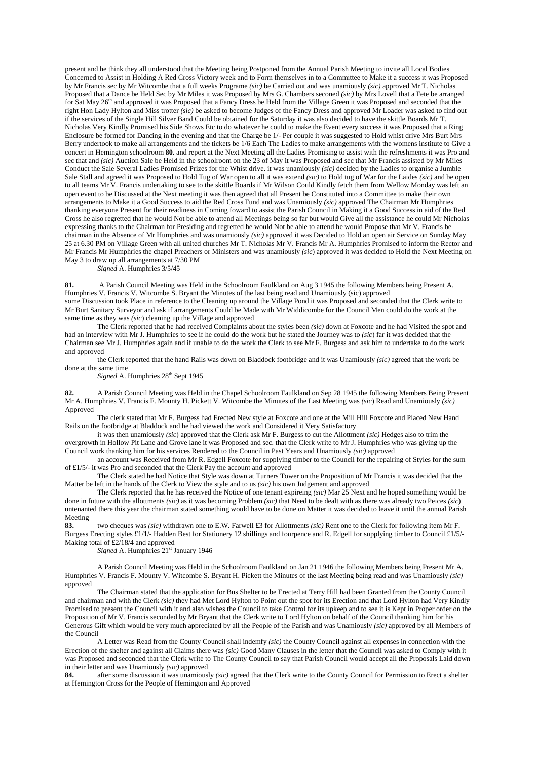present and he think they all understood that the Meeting being Postponed from the Annual Parish Meeting to invite all Local Bodies Concerned to Assist in Holding A Red Cross Victory week and to Form themselves in to a Committee to Make it a success it was Proposed by Mr Francis sec by Mr Witcombe that a full weeks Programe *(sic)* be Carried out and was unamiously *(sic)* approved Mr T. Nicholas Proposed that a Dance be Held Sec by Mr Miles it was Proposed by Mrs G. Chambers seconed *(sic)* by Mrs Lovell that a Fete be arranged for Sat May 26th and approved it was Proposed that a Fancy Dress be Held from the Village Green it was Proposed and seconded that the right Hon Lady Hylton and Miss trotter *(sic)* be asked to become Judges of the Fancy Dress and approved Mr Loader was asked to find out if the services of the Single Hill Silver Band Could be obtained for the Saturday it was also decided to have the skittle Boards Mr T. Nicholas Very Kindly Promised his Side Shows Etc to do whatever he could to make the Event every success it was Proposed that a Ring Enclosure be formed for Dancing in the evening and that the Charge be 1/- Per couple it was suggested to Hold whist drive Mrs Burt Mrs Berry undertook to make all arrangements and the tickets be 1/6 Each The Ladies to make arrangements with the womens institute to Give a concert in Hemington schoolroom **80.** and report at the Next Meeting all the Ladies Promising to assist with the refreshments it was Pro and sec that and *(sic)* Auction Sale be Held in the schoolroom on the 23 of May it was Proposed and sec that Mr Francis assisted by Mr Miles Conduct the Sale Several Ladies Promised Prizes for the Whist drive. it was unamiously *(sic)* decided by the Ladies to organise a Jumble Sale Stall and agreed it was Proposed to Hold Tug of War open to all it was extend *(sic)* to Hold tug of War for the Laides *(sic)* and be open to all teams Mr V. Francis undertaking to see to the skittle Boards if Mr Wilson Could Kindly fetch them from Wellow Monday was left an open event to be Discussed at the Next meeting it was then agreed that all Present be Constituted into a Committee to make their own arrangements to Make it a Good Success to aid the Red Cross Fund and was Unamiously *(sic)* approved The Chairman Mr Humphries thanking everyone Present for their readiness in Coming foward to assist the Parish Council in Making it a Good Success in aid of the Red Cross he also regretted that he would Not be able to attend all Meetings being so far but would Give all the assistance he could Mr Nicholas expressing thanks to the Chairman for Presiding and regretted he would Not be able to attend he would Propose that Mr V. Francis be chairman in the Absence of Mr Humphries and was unamiously *(sic)* approved it was Decided to Hold an open air Service on Sunday May 25 at 6.30 PM on Village Green with all united churches Mr T. Nicholas Mr V. Francis Mr A. Humphries Promised to inform the Rector and Mr Francis Mr Humphries the chapel Preachers or Ministers and was unamiously *(sic)* approved it was decided to Hold the Next Meeting on May 3 to draw up all arrangements at 7/30 PM

*Signed* A. Humphries 3/5/45

**81.** A Parish Council Meeting was Held in the Schoolroom Faulkland on Aug 3 1945 the following Members being Present A. Humphries V. Francis V. Witcombe S. Bryant the Minutes of the last being read and Unamiously (sic) approved
some Discussion took Place in reference to the Cleaning up around the Village Pond it was Proposed and seconded that the Clerk write to Mr Burt Sanitary Surveyor and ask if arrangements Could be Made with Mr Widdicombe for the Council Men could do the work at the same time as they was *(sic)* cleaning up the Village and approved

The Clerk reported that he had received Complaints about the styles been *(sic)* down at Foxcote and he had Visited the spot and had an interview with Mr J. Humphries to see if he could do the work but he stated the Journey was to *(sic)* far it was decided that the Chairman see Mr J. Humphries again and if unable to do the work the Clerk to see Mr F. Burgess and ask him to undertake to do the work and approved

the Clerk reported that the hand Rails was down on Bladdock footbridge and it was Unamiously *(sic)* agreed that the work be done at the same time

*Signed* A. Humphries 28th Sept 1945

**82.** A Parish Council Meeting was Held in the Chapel Schoolroom Faulkland on Sep 28 1945 the following Members Being Present Mr A. Humphries V. Francis F. Mounty H. Pickett V. Witcombe the Minutes of the Last Meeting was *(sic)* Read and Unamiously *(sic)* Approved

The clerk stated that Mr F. Burgess had Erected New style at Foxcote and one at the Mill Hill Foxcote and Placed New Hand Rails on the footbridge at Bladdock and he had viewed the work and Considered it Very Satisfactory

it was then unamiously *(sic)* approved that the Clerk ask Mr F. Burgess to cut the Allottment *(sic)* Hedges also to trim the overgrowth in Hollow Pit Lane and Grove lane it was Proposed and sec. that the Clerk write to Mr J. Humphries who was giving up the Council work thanking him for his services Rendered to the Council in Past Years and Unamiously *(sic)* approved

an account was Received from Mr R. Edgell Foxcote for supplying timber to the Council for the repairing of Styles for the sum of £1/5/- it was Pro and seconded that the Clerk Pay the account and approved

The Clerk stated he had Notice that Style was down at Turners Tower on the Proposition of Mr Francis it was decided that the Matter be left in the hands of the Clerk to View the style and to us *(sic)* his own Judgement and approved

The Clerk reported that he has received the Notice of one tenant expireing *(sic)* Mar 25 Next and he hoped something would be done in future with the allottments *(sic)* as it was becoming Problem *(sic)* that Need to be dealt with as there was already two Peices *(sic)* untenanted there this year the chairman stated something would have to be done on Matter it was decided to leave it until the annual Parish Meeting

**83.** two cheques was *(sic)* withdrawn one to E.W. Farwell £3 for Allottments *(sic)* Rent one to the Clerk for following item Mr F. Burgess Erecting styles £1/1/- Hadden Best for Stationery 12 shillings and fourpence and R. Edgell for supplying timber to Council £1/5/- Making total of £2/18/4 and approved

*Signed* A. Humphries 21st January 1946

A Parish Council Meeting was Held in the Schoolroom Faulkland on Jan 21 1946 the following Members being Present Mr A. Humphries V. Francis F. Mounty V. Witcombe S. Bryant H. Pickett the Minutes of the last Meeting being read and was Unamiously *(sic)* approved

The Chairman stated that the application for Bus Shelter to be Erected at Terry Hill had been Granted from the County Council and chairman and with the Clerk *(sic)* they had Met Lord Hylton to Point out the spot for its Erection and that Lord Hylton had Very Kindly Promised to present the Council with it and also wishes the Council to take Control for its upkeep and to see it is Kept in Proper order on the Proposition of Mr V. Francis seconded by Mr Bryant that the Clerk write to Lord Hylton on behalf of the Council thanking him for his Generous Gift which would be very much appreciated by all the People of the Parish and was Unamiously *(sic)* approved by all Members of the Council

A Letter was Read from the County Council shall indemfy *(sic)* the County Council against all expenses in connection with the Erection of the shelter and against all Claims there was *(sic)* Good Many Clauses in the letter that the Council was asked to Comply with it was Proposed and seconded that the Clerk write to The County Council to say that Parish Council would accept all the Proposals Laid down in their letter and was Unamiously *(sic)* approved

**84.** after some discussion it was unamiously *(sic)* agreed that the Clerk write to the County Council for Permission to Erect a shelter at Hemington Cross for the People of Hemington and Approved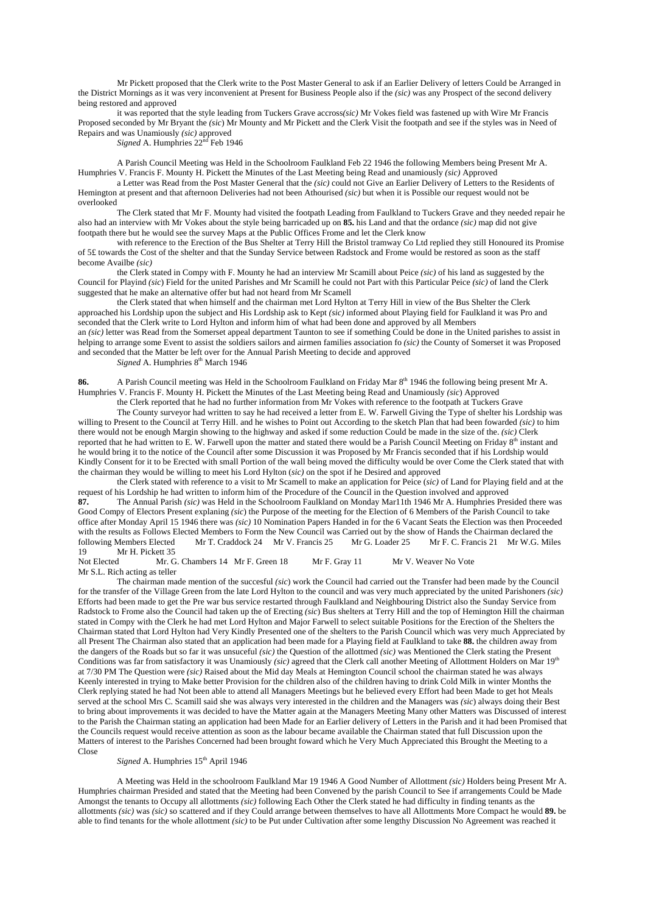Mr Pickett proposed that the Clerk write to the Post Master General to ask if an Earlier Delivery of letters Could be Arranged in the District Mornings as it was very inconvenient at Present for Business People also if the *(sic)* was any Prospect of the second delivery being restored and approved

it was reported that the style leading from Tuckers Grave accross*(sic)* Mr Vokes field was fastened up with Wire Mr Francis Proposed seconded by Mr Bryant the *(sic)* Mr Mounty and Mr Pickett and the Clerk Visit the footpath and see if the styles was in Need of Repairs and was Unamiously *(sic)* approved

*Signed* A. Humphries 22nd Feb 1946

A Parish Council Meeting was Held in the Schoolroom Faulkland Feb 22 1946 the following Members being Present Mr A. Humphries V. Francis F. Mounty H. Pickett the Minutes of the Last Meeting being Read and unamiously *(sic)* Approved

a Letter was Read from the Post Master General that the *(sic)* could not Give an Earlier Delivery of Letters to the Residents of Hemington at present and that afternoon Deliveries had not been Athourised *(sic)* but when it is Possible our request would not be overlooked

The Clerk stated that Mr F. Mounty had visited the footpath Leading from Faulkland to Tuckers Grave and they needed repair he also had an interview with Mr Vokes about the style being barricaded up on **85.** his Land and that the ordance *(sic)* map did not give footpath there but he would see the survey Maps at the Public Offices Frome and let the Clerk know

with reference to the Erection of the Bus Shelter at Terry Hill the Bristol tramway Co Ltd replied they still Honoured its Promise of 5£ towards the Cost of the shelter and that the Sunday Service between Radstock and Frome would be restored as soon as the staff become Availbe *(sic)*

the Clerk stated in Compy with F. Mounty he had an interview Mr Scamill about Peice *(sic)* of his land as suggested by the Council for Playind *(sic)* Field for the united Parishes and Mr Scamill he could not Part with this Particular Peice *(sic)* of land the Clerk suggested that he make an alternative offer but had not heard from Mr Scamell

the Clerk stated that when himself and the chairman met Lord Hylton at Terry Hill in view of the Bus Shelter the Clerk approached his Lordship upon the subject and His Lordship ask to Kept *(sic)* informed about Playing field for Faulkland it was Pro and seconded that the Clerk write to Lord Hylton and inform him of what had been done and approved by all Members

an *(sic)* letter was Read from the Somerset appeal department Taunton to see if something Could be done in the United parishes to assist in helping to arrange some Event to assist the soldiers sailors and airmen families association fo *(sic)* the County of Somerset it was Proposed and seconded that the Matter be left over for the Annual Parish Meeting to decide and approved

*Signed* A. Humphries 8th March 1946

**86.** A Parish Council meeting was Held in the Schoolroom Faulkland on Friday Mar 8th 1946 the following being present Mr A. Humphries V. Francis F. Mounty H. Pickett the Minutes of the Last Meeting being Read and Unamiously *(sic)* Approved

the Clerk reported that he had no further information from Mr Vokes with reference to the footpath at Tuckers Grave

The County surveyor had written to say he had received a letter from E. W. Farwell Giving the Type of shelter his Lordship was willing to Present to the Council at Terry Hill. and he wishes to Point out According to the sketch Plan that had been fowarded *(sic)* to him there would not be enough Margin showing to the highway and asked if some reduction Could be made in the size of the. *(sic)* Clerk reported that he had written to E. W. Farwell upon the matter and stated there would be a Parish Council Meeting on Friday 8th instant and he would bring it to the notice of the Council after some Discussion it was Proposed by Mr Francis seconded that if his Lordship would Kindly Consent for it to be Erected with small Portion of the wall being moved the difficulty would be over Come the Clerk stated that with the chairman they would be willing to meet his Lord Hylton *(sic)* on the spot if he Desired and approved

the Clerk stated with reference to a visit to Mr Scamell to make an application for Peice *(sic)* of Land for Playing field and at the request of his Lordship he had written to inform him of the Procedure of the Council in the Question involved and approved

**87.** The Annual Parish *(sic)* was Held in the Schoolroom Faulkland on Monday Mar11th 1946 Mr A. Humphries Presided there was Good Compy of Electors Present explaning *(sic)* the Purpose of the meeting for the Election of 6 Members of the Parish Council to take office after Monday April 15 1946 there was *(sic)* 10 Nomination Papers Handed in for the 6 Vacant Seats the Election was then Proceeded with the results as Follows Elected Members to Form the New Council was Carried out by the show of Hands the Chairman declared the following Members Elected Mr T. Craddock 24 Mr V. Francis 25 Mr G. Loader 25 Mr F. C. Francis 21 Mr W.G. Miles 19 Mr H. Pickett 35

Not Elected Mr. G. Chambers 14 Mr F. Green 18 Mr F. Gray 11 Mr V. Weaver No Vote

Mr S.L. Rich acting as teller

The chairman made mention of the succesful *(sic)* work the Council had carried out the Transfer had been made by the Council for the transfer of the Village Green from the late Lord Hylton to the council and was very much appreciated by the united Parishoners *(sic)* Efforts had been made to get the Pre war bus service restarted through Faulkland and Neighbouring District also the Sunday Service from Radstock to Frome also the Council had taken up the of Erecting *(sic)* Bus shelters at Terry Hill and the top of Hemington Hill the chairman stated in Compy with the Clerk he had met Lord Hylton and Major Farwell to select suitable Positions for the Erection of the Shelters the Chairman stated that Lord Hylton had Very Kindly Presented one of the shelters to the Parish Council which was very much Appreciated by all Present The Chairman also stated that an application had been made for a Playing field at Faulkland to take **88.** the children away from the dangers of the Roads but so far it was unsuceful *(sic)* the Question of the allottmed *(sic)* was Mentioned the Clerk stating the Present Conditions was far from satisfactory it was Unamiously *(sic)* agreed that the Clerk call another Meeting of Allottment Holders on Mar 19th at 7/30 PM The Question were *(sic)* Raised about the Mid day Meals at Hemington Council school the chairman stated he was always Keenly interested in trying to Make better Provision for the children also of the children having to drink Cold Milk in winter Months the Clerk replying stated he had Not been able to attend all Managers Meetings but he believed every Effort had been Made to get hot Meals served at the school Mrs C. Scamill said she was always very interested in the children and the Managers was *(sic)* always doing their Best to bring about improvements it was decided to have the Matter again at the Managers Meeting Many other Matters was Discussed of interest to the Parish the Chairman stating an application had been Made for an Earlier delivery of Letters in the Parish and it had been Promised that the Councils request would receive attention as soon as the labour became available the Chairman stated that full Discussion upon the Matters of interest to the Parishes Concerned had been brought foward which he Very Much Appreciated this Brought the Meeting to a Close

*Signed* A. Humphries 15th April 1946

A Meeting was Held in the schoolroom Faulkland Mar 19 1946 A Good Number of Allottment *(sic)* Holders being Present Mr A. Humphries chairman Presided and stated that the Meeting had been Convened by the parish Council to See if arrangements Could be Made Amongst the tenants to Occupy all allottments *(sic)* following Each Other the Clerk stated he had difficulty in finding tenants as the allottments *(sic)* was *(sic)* so scattered and if they Could arrange between themselves to have all Allottments More Compact he would **89.** be able to find tenants for the whole allottment *(sic)* to be Put under Cultivation after some lengthy Discussion No Agreement was reached it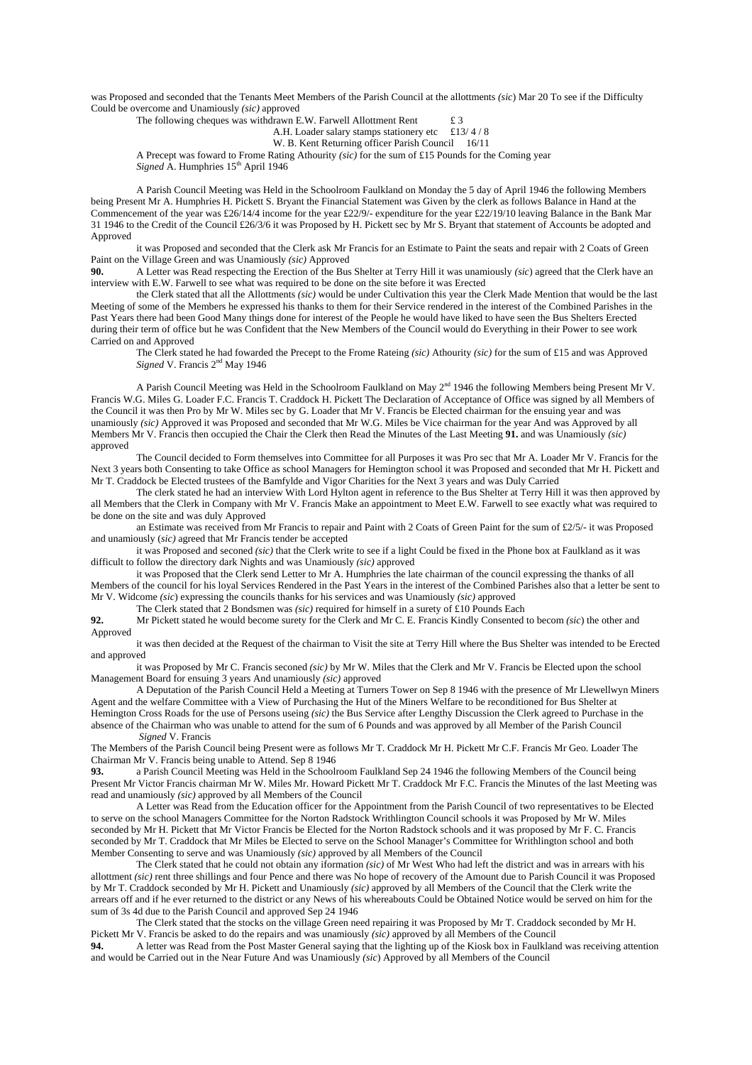was Proposed and seconded that the Tenants Meet Members of the Parish Council at the allottments *(sic*) Mar 20 To see if the Difficulty Could be overcome and Unamiously *(sic)* approved

The following cheques was withdrawn E.W. Farwell Allottment Rent £ 3

A.H. Loader salary stamps stationery etc £13/ 4 / 8

W. B. Kent Returning officer Parish Council 16/11

A Precept was foward to Frome Rating Athourity *(sic)* for the sum of £15 Pounds for the Coming year

*Signed* A. Humphries 15th April 1946

A Parish Council Meeting was Held in the Schoolroom Faulkland on Monday the 5 day of April 1946 the following Members being Present Mr A. Humphries H. Pickett S. Bryant the Financial Statement was Given by the clerk as follows Balance in Hand at the Commencement of the year was £26/14/4 income for the year £22/9/- expenditure for the year £22/19/10 leaving Balance in the Bank Mar 31 1946 to the Credit of the Council £26/3/6 it was Proposed by H. Pickett sec by Mr S. Bryant that statement of Accounts be adopted and Approved

it was Proposed and seconded that the Clerk ask Mr Francis for an Estimate to Paint the seats and repair with 2 Coats of Green Paint on the Village Green and was Unamiously *(sic)* Approved

**90.** A Letter was Read respecting the Erection of the Bus Shelter at Terry Hill it was unamiously *(sic)* agreed that the Clerk have an interview with E.W. Farwell to see what was required to be done on the site before it was Erected

the Clerk stated that all the Allottments *(sic)* would be under Cultivation this year the Clerk Made Mention that would be the last Meeting of some of the Members he expressed his thanks to them for their Service rendered in the interest of the Combined Parishes in the Past Years there had been Good Many things done for interest of the People he would have liked to have seen the Bus Shelters Erected during their term of office but he was Confident that the New Members of the Council would do Everything in their Power to see work Carried on and Approved

The Clerk stated he had fowarded the Precept to the Frome Rateing *(sic)* Athourity *(sic)* for the sum of £15 and was Approved

*Signed* V. Francis 2nd May 1946

A Parish Council Meeting was Held in the Schoolroom Faulkland on May 2nd 1946 the following Members being Present Mr V. Francis W.G. Miles G. Loader F.C. Francis T. Craddock H. Pickett The Declaration of Acceptance of Office was signed by all Members of the Council it was then Pro by Mr W. Miles sec by G. Loader that Mr V. Francis be Elected chairman for the ensuing year and was unamiously *(sic)* Approved it was Proposed and seconded that Mr W.G. Miles be Vice chairman for the year And was Approved by all Members Mr V. Francis then occupied the Chair the Clerk then Read the Minutes of the Last Meeting **91.** and was Unamiously *(sic)* approved

The Council decided to Form themselves into Committee for all Purposes it was Pro sec that Mr A. Loader Mr V. Francis for the Next 3 years both Consenting to take Office as school Managers for Hemington school it was Proposed and seconded that Mr H. Pickett and Mr T. Craddock be Elected trustees of the Bamfylde and Vigor Charities for the Next 3 years and was Duly Carried

The clerk stated he had an interview With Lord Hylton agent in reference to the Bus Shelter at Terry Hill it was then approved by all Members that the Clerk in Company with Mr V. Francis Make an appointment to Meet E.W. Farwell to see exactly what was required to be done on the site and was duly Approved

an Estimate was received from Mr Francis to repair and Paint with 2 Coats of Green Paint for the sum of £2/5/- it was Proposed and unamiously (*sic)* agreed that Mr Francis tender be accepted

it was Proposed and seconed *(sic)* that the Clerk write to see if a light Could be fixed in the Phone box at Faulkland as it was difficult to follow the directory dark Nights and was Unamiously *(sic)* approved

it was Proposed that the Clerk send Letter to Mr A. Humphries the late chairman of the council expressing the thanks of all Members of the council for his loyal Services Rendered in the Past Years in the interest of the Combined Parishes also that a letter be sent to Mr V. Widcome *(sic*) expressing the councils thanks for his services and was Unamiously *(sic)* approved

The Clerk stated that 2 Bondsmen was *(sic)* required for himself in a surety of £10 Pounds Each

**92.** Mr Pickett stated he would become surety for the Clerk and Mr C. E. Francis Kindly Consented to becom *(sic*) the other and Approved

it was then decided at the Request of the chairman to Visit the site at Terry Hill where the Bus Shelter was intended to be Erected and approved

it was Proposed by Mr C. Francis seconed *(sic)* by Mr W. Miles that the Clerk and Mr V. Francis be Elected upon the school Management Board for ensuing 3 years And unamiously *(sic)* approved

A Deputation of the Parish Council Held a Meeting at Turners Tower on Sep 8 1946 with the presence of Mr Llewellwyn Miners Agent and the welfare Committee with a View of Purchasing the Hut of the Miners Welfare to be reconditioned for Bus Shelter at Hemington Cross Roads for the use of Persons useing *(sic)* the Bus Service after Lengthy Discussion the Clerk agreed to Purchase in the absence of the Chairman who was unable to attend for the sum of 6 Pounds and was approved by all Member of the Parish Council

*Signed* V. Francis

The Members of the Parish Council being Present was as follows Mr T. Craddock Mr H. Pickett Mr C.F. Francis Mr Geo. Loader The Chairman Mr V. Francis being unable to Attend. Sep 8 1946

**93.** a Parish Council Meeting was Held in the Schoolroom Faulkland Sep 24 1946 the following Members of the Council being Present Mr Victor Francis chairman Mr W. Miles Mr. Howard Pickett Mr T. Craddock Mr F.C. Francis the Minutes of the last Meeting was read and unamiously *(sic)* approved by all Members of the Council

A Letter was Read from the Education officer for the Appointment from the Parish Council of two representatives to be Elected to serve on the school Managers Committee for the Norton Radstock Writhlington Council schools it was Proposed by Mr W. Miles seconded by Mr H. Pickett that Mr Victor Francis be Elected for the Norton Radstock schools and it was proposed by Mr F. C. Francis seconded by Mr T. Craddock that Mr Miles be Elected to serve on the School Manager's Committee for Writhlington school and both Member Consenting to serve and was Unamiously *(sic)* approved by all Members of the Council

The Clerk stated that he could not obtain any iformation *(sic)* of Mr West Who had left the district and was in arrears with his allottment *(sic)* rent three shillings and four Pence and there was No hope of recovery of the Amount due to Parish Council it was Proposed by Mr T. Craddock seconded by Mr H. Pickett and Unamiously *(sic)* approved by all Members of the Council that the Clerk write the arrears off and if he ever returned to the district or any News of his whereabouts Could be Obtained Notice would be served on him for the sum of 3s 4d due to the Parish Council and approved Sep 24 1946

The Clerk stated that the stocks on the village Green need repairing it was Proposed by Mr T. Craddock seconded by Mr H. Pickett Mr V. Francis be asked to do the repairs and was unamiously *(sic)* approved by all Members of the Council

**94.** A letter was Read from the Post Master General saying that the lighting up of the Kiosk box in Faulkland was receiving attention and would be Carried out in the Near Future And was Unamiously *(sic*) Approved by all Members of the Council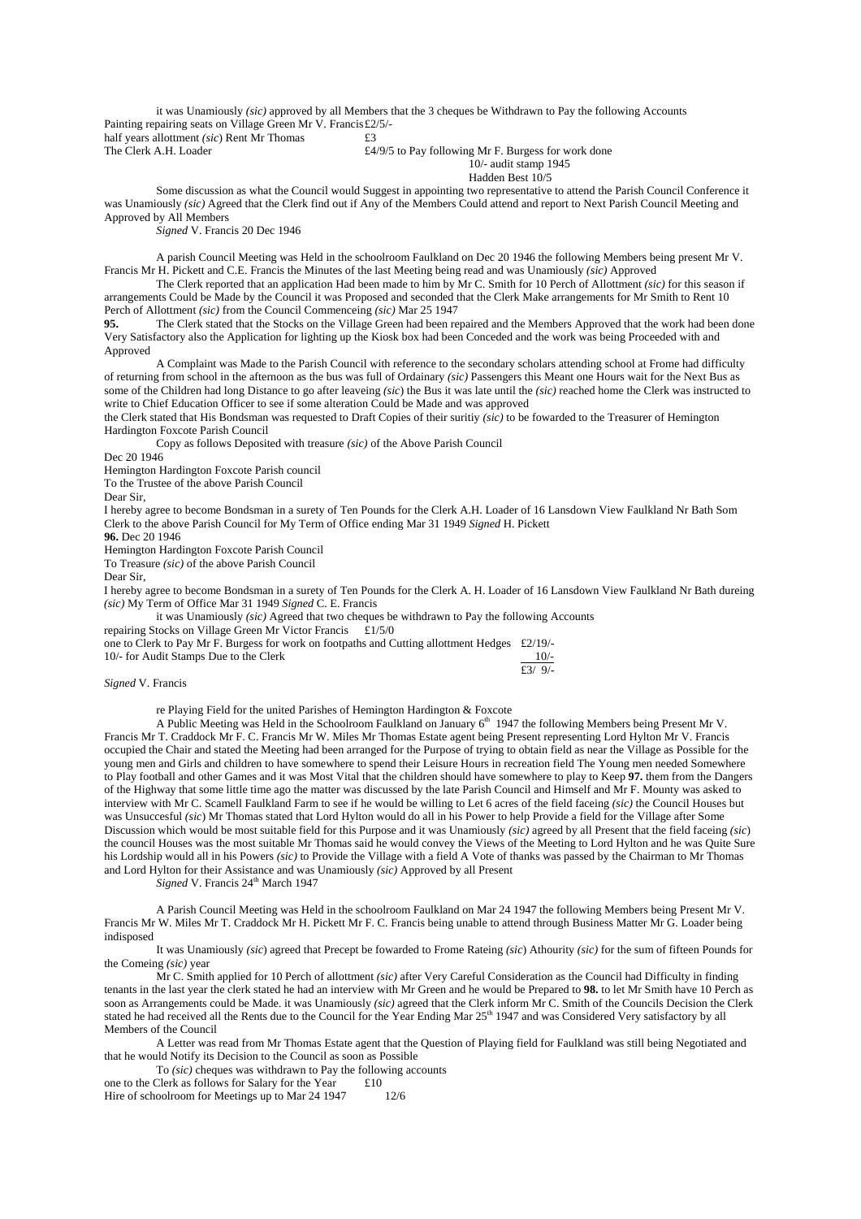it was Unamiously *(sic)* approved by all Members that the 3 cheques be Withdrawn to Pay the following Accounts

Painting repairing seats on Village Green Mr V. Francis £2/5/-
half years allottment *(sic)* Rent Mr Thomas £3
The Clerk A.H. Loader £4/9/5 to Pay following Mr F. Burgess for work done
10/- audit stamp 1945
Hadden Best 10/5

Some discussion as what the Council would Suggest in appointing two representative to attend the Parish Council Conference it was Unamiously *(sic)* Agreed that the Clerk find out if Any of the Members Could attend and report to Next Parish Council Meeting and Approved by All Members

*Signed* V. Francis 20 Dec 1946

A parish Council Meeting was Held in the schoolroom Faulkland on Dec 20 1946 the following Members being present Mr V. Francis Mr H. Pickett and C.E. Francis the Minutes of the last Meeting being read and was Unamiously *(sic)* Approved

The Clerk reported that an application Had been made to him by Mr C. Smith for 10 Perch of Allottment *(sic)* for this season if arrangements Could be Made by the Council it was Proposed and seconded that the Clerk Make arrangements for Mr Smith to Rent 10 Perch of Allottment *(sic)* from the Council Commenceing *(sic)* Mar 25 1947

**95.** The Clerk stated that the Stocks on the Village Green had been repaired and the Members Approved that the work had been done Very Satisfactory also the Application for lighting up the Kiosk box had been Conceded and the work was being Proceeded with and Approved

A Complaint was Made to the Parish Council with reference to the secondary scholars attending school at Frome had difficulty of returning from school in the afternoon as the bus was full of Ordainary *(sic)* Passengers this Meant one Hours wait for the Next Bus as some of the Children had long Distance to go after leaveing *(sic)* the Bus it was late until the *(sic)* reached home the Clerk was instructed to write to Chief Education Officer to see if some alteration Could be Made and was approved

the Clerk stated that His Bondsman was requested to Draft Copies of their suritiy *(sic)* to be fowarded to the Treasurer of Hemington Hardington Foxcote Parish Council

Copy as follows Deposited with treasure *(sic)* of the Above Parish Council

Dec 20 1946
Hemington Hardington Foxcote Parish council
To the Trustee of the above Parish Council
Dear Sir,
I hereby agree to become Bondsman in a surety of Ten Pounds for the Clerk A.H. Loader of 16 Lansdown View Faulkland Nr Bath Som Clerk to the above Parish Council for My Term of Office ending Mar 31 1949 *Signed* H. Pickett

**96.** Dec 20 1946
Hemington Hardington Foxcote Parish Council
To Treasure *(sic)* of the above Parish Council
Dear Sir,
I hereby agree to become Bondsman in a surety of Ten Pounds for the Clerk A. H. Loader of 16 Lansdown View Faulkland Nr Bath dureing *(sic)* My Term of Office Mar 31 1949 *Signed* C. E. Francis

it was Unamiously *(sic)* Agreed that two cheques be withdrawn to Pay the following Accounts

repairing Stocks on Village Green Mr Victor Francis £1/5/0
one to Clerk to Pay Mr F. Burgess for work on footpaths and Cutting allottment Hedges £2/19/-
10/- for Audit Stamps Due to the Clerk 10/-
£3/ 9/-

*Signed* V. Francis

re Playing Field for the united Parishes of Hemington Hardington & Foxcote

A Public Meeting was Held in the Schoolroom Faulkland on January 6[th] 1947 the following Members being Present Mr V. Francis Mr T. Craddock Mr F. C. Francis Mr W. Miles Mr Thomas Estate agent being Present representing Lord Hylton Mr V. Francis occupied the Chair and stated the Meeting had been arranged for the Purpose of trying to obtain field as near the Village as Possible for the young men and Girls and children to have somewhere to spend their Leisure Hours in recreation field The Young men needed Somewhere to Play football and other Games and it was Most Vital that the children should have somewhere to play to Keep **97.** them from the Dangers of the Highway that some little time ago the matter was discussed by the late Parish Council and Himself and Mr F. Mounty was asked to interview with Mr C. Scamell Faulkland Farm to see if he would be willing to Let 6 acres of the field faceing *(sic)* the Council Houses but was Unsuccesful *(sic)* Mr Thomas stated that Lord Hylton would do all in his Power to help Provide a field for the Village after Some Discussion which would be most suitable field for this Purpose and it was Unamiously *(sic)* agreed by all Present that the field faceing *(sic)* the council Houses was the most suitable Mr Thomas said he would convey the Views of the Meeting to Lord Hylton and he was Quite Sure his Lordship would all in his Powers *(sic)* to Provide the Village with a field A Vote of thanks was passed by the Chairman to Mr Thomas and Lord Hylton for their Assistance and was Unamiously *(sic)* Approved by all Present

*Signed* V. Francis 24[th] March 1947

A Parish Council Meeting was Held in the schoolroom Faulkland on Mar 24 1947 the following Members being Present Mr V. Francis Mr W. Miles Mr T. Craddock Mr H. Pickett Mr F. C. Francis being unable to attend through Business Matter Mr G. Loader being indisposed

It was Unamiously *(sic)* agreed that Precept be fowarded to Frome Rateing *(sic)* Athourity *(sic)* for the sum of fifteen Pounds for the Comeing *(sic)* year

Mr C. Smith applied for 10 Perch of allottment *(sic)* after Very Careful Consideration as the Council had Difficulty in finding tenants in the last year the clerk stated he had an interview with Mr Green and he would be Prepared to **98.** to let Mr Smith have 10 Perch as soon as Arrangements could be Made. it was Unamiously *(sic)* agreed that the Clerk inform Mr C. Smith of the Councils Decision the Clerk stated he had received all the Rents due to the Council for the Year Ending Mar 25[th] 1947 and was Considered Very satisfactory by all Members of the Council

A Letter was read from Mr Thomas Estate agent that the Question of Playing field for Faulkland was still being Negotiated and that he would Notify its Decision to the Council as soon as Possible

To *(sic)* cheques was withdrawn to Pay the following accounts

one to the Clerk as follows for Salary for the Year £10
Hire of schoolroom for Meetings up to Mar 24 1947 12/6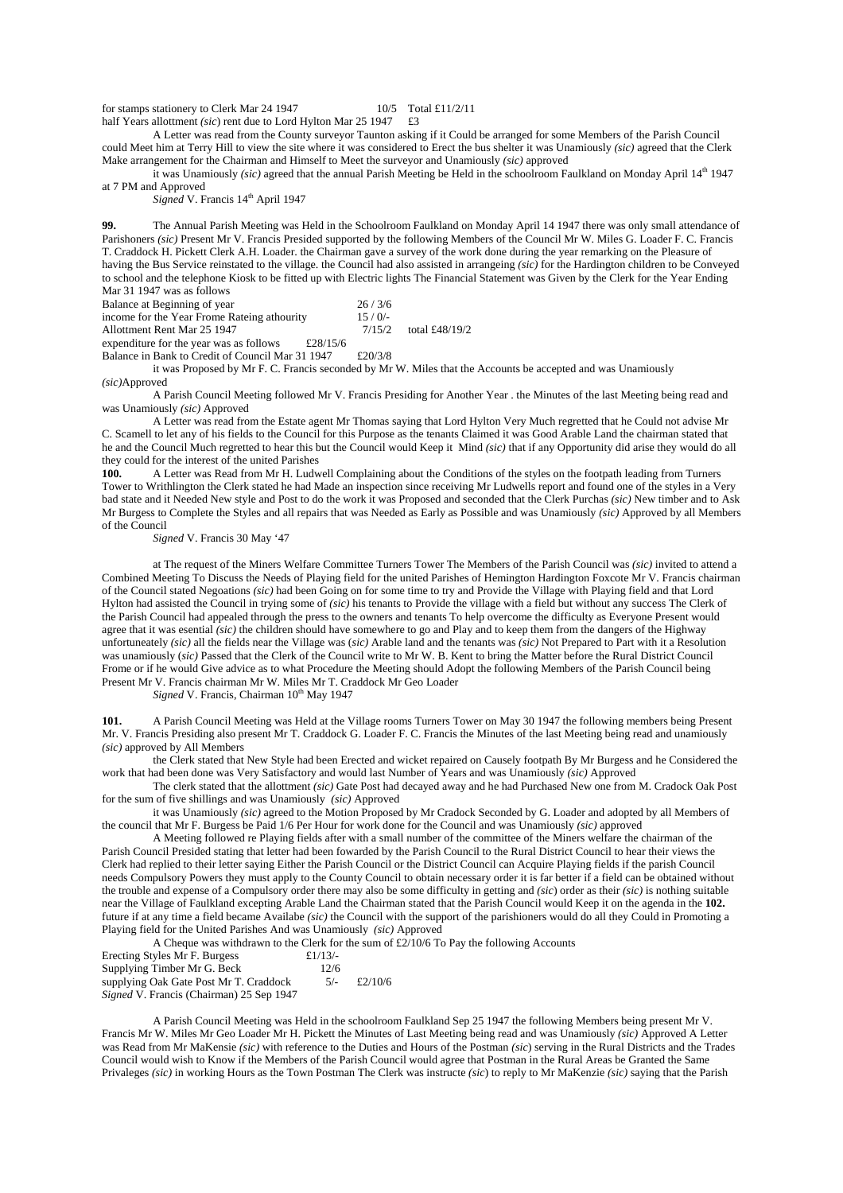for stamps stationery to Clerk Mar 24 1947 10/5 Total £11/2/11
half Years allottment *(sic*) rent due to Lord Hylton Mar 25 1947 £3

A Letter was read from the County surveyor Taunton asking if it Could be arranged for some Members of the Parish Council could Meet him at Terry Hill to view the site where it was considered to Erect the bus shelter it was Unamiously *(sic)* agreed that the Clerk Make arrangement for the Chairman and Himself to Meet the surveyor and Unamiously *(sic)* approved

it was Unamiously *(sic)* agreed that the annual Parish Meeting be Held in the schoolroom Faulkland on Monday April 14th 1947 at 7 PM and Approved

*Signed* V. Francis 14th April 1947

**99.** The Annual Parish Meeting was Held in the Schoolroom Faulkland on Monday April 14 1947 there was only small attendance of Parishoners *(sic)* Present Mr V. Francis Presided supported by the following Members of the Council Mr W. Miles G. Loader F. C. Francis T. Craddock H. Pickett Clerk A.H. Loader. the Chairman gave a survey of the work done during the year remarking on the Pleasure of having the Bus Service reinstated to the village. the Council had also assisted in arrangeing *(sic)* for the Hardington children to be Conveyed to school and the telephone Kiosk to be fitted up with Electric lights The Financial Statement was Given by the Clerk for the Year Ending Mar 31 1947 was as follows

| | | |
|---|---|---|
| Balance at Beginning of year | 26 / 3/6 | |
| income for the Year Frome Rateing athourity | 15 / 0/- | |
| Allottment Rent Mar 25 1947 | 7/15/2 | total £48/19/2 |
| expenditure for the year was as follows £28/15/6 | | |
| Balance in Bank to Credit of Council Mar 31 1947 | £20/3/8 | |

it was Proposed by Mr F. C. Francis seconded by Mr W. Miles that the Accounts be accepted and was Unamiously *(sic)*Approved

A Parish Council Meeting followed Mr V. Francis Presiding for Another Year . the Minutes of the last Meeting being read and was Unamiously *(sic)* Approved

A Letter was read from the Estate agent Mr Thomas saying that Lord Hylton Very Much regretted that he Could not advise Mr C. Scamell to let any of his fields to the Council for this Purpose as the tenants Claimed it was Good Arable Land the chairman stated that he and the Council Much regretted to hear this but the Council would Keep it Mind *(sic)* that if any Opportunity did arise they would do all they could for the interest of the united Parishes

**100.** A Letter was Read from Mr H. Ludwell Complaining about the Conditions of the styles on the footpath leading from Turners Tower to Writhlington the Clerk stated he had Made an inspection since receiving Mr Ludwells report and found one of the styles in a Very bad state and it Needed New style and Post to do the work it was Proposed and seconded that the Clerk Purchas *(sic)* New timber and to Ask Mr Burgess to Complete the Styles and all repairs that was Needed as Early as Possible and was Unamiously *(sic)* Approved by all Members of the Council

*Signed* V. Francis 30 May '47

at The request of the Miners Welfare Committee Turners Tower The Members of the Parish Council was *(sic)* invited to attend a Combined Meeting To Discuss the Needs of Playing field for the united Parishes of Hemington Hardington Foxcote Mr V. Francis chairman of the Council stated Negoations *(sic)* had been Going on for some time to try and Provide the Village with Playing field and that Lord Hylton had assisted the Council in trying some of *(sic)* his tenants to Provide the village with a field but without any success The Clerk of the Parish Council had appealed through the press to the owners and tenants To help overcome the difficulty as Everyone Present would agree that it was esential *(sic)* the children should have somewhere to go and Play and to keep them from the dangers of the Highway unfortuneately *(sic)* all the fields near the Village was (*sic)* Arable land and the tenants was *(sic)* Not Prepared to Part with it a Resolution was unamiously (*sic)* Passed that the Clerk of the Council write to Mr W. B. Kent to bring the Matter before the Rural District Council Frome or if he would Give advice as to what Procedure the Meeting should Adopt the following Members of the Parish Council being Present Mr V. Francis chairman Mr W. Miles Mr T. Craddock Mr Geo Loader

*Signed* V. Francis, Chairman 10th May 1947

**101.** A Parish Council Meeting was Held at the Village rooms Turners Tower on May 30 1947 the following members being Present Mr. V. Francis Presiding also present Mr T. Craddock G. Loader F. C. Francis the Minutes of the last Meeting being read and unamiously *(sic)* approved by All Members

the Clerk stated that New Style had been Erected and wicket repaired on Causely footpath By Mr Burgess and he Considered the work that had been done was Very Satisfactory and would last Number of Years and was Unamiously *(sic)* Approved

The clerk stated that the allottment *(sic)* Gate Post had decayed away and he had Purchased New one from M. Cradock Oak Post for the sum of five shillings and was Unamiously *(sic)* Approved

it was Unamiously *(sic)* agreed to the Motion Proposed by Mr Cradock Seconded by G. Loader and adopted by all Members of the council that Mr F. Burgess be Paid 1/6 Per Hour for work done for the Council and was Unamiously *(sic)* approved

A Meeting followed re Playing fields after with a small number of the committee of the Miners welfare the chairman of the Parish Council Presided stating that letter had been fowarded by the Parish Council to the Rural District Council to hear their views the Clerk had replied to their letter saying Either the Parish Council or the District Council can Acquire Playing fields if the parish Council needs Compulsory Powers they must apply to the County Council to obtain necessary order it is far better if a field can be obtained without the trouble and expense of a Compulsory order there may also be some difficulty in getting and *(sic*) order as their *(sic)* is nothing suitable near the Village of Faulkland excepting Arable Land the Chairman stated that the Parish Council would Keep it on the agenda in the **102.** future if at any time a field became Availabe *(sic)* the Council with the support of the parishioners would do all they Could in Promoting a Playing field for the United Parishes And was Unamiously *(sic)* Approved

A Cheque was withdrawn to the Clerk for the sum of £2/10/6 To Pay the following Accounts

| | | |
|---|---|---|
| Erecting Styles Mr F. Burgess | £1/13/- | |
| Supplying Timber Mr G. Beck | 12/6 | |
| supplying Oak Gate Post Mr T. Craddock | 5/- | £2/10/6 |

*Signed* V. Francis (Chairman) 25 Sep 1947

A Parish Council Meeting was Held in the schoolroom Faulkland Sep 25 1947 the following Members being present Mr V. Francis Mr W. Miles Mr Geo Loader Mr H. Pickett the Minutes of Last Meeting being read and was Unamiously *(sic)* Approved A Letter was Read from Mr MaKensie *(sic)* with reference to the Duties and Hours of the Postman *(sic*) serving in the Rural Districts and the Trades Council would wish to Know if the Members of the Parish Council would agree that Postman in the Rural Areas be Granted the Same Privaleges *(sic)* in working Hours as the Town Postman The Clerk was instructe *(sic*) to reply to Mr MaKenzie *(sic)* saying that the Parish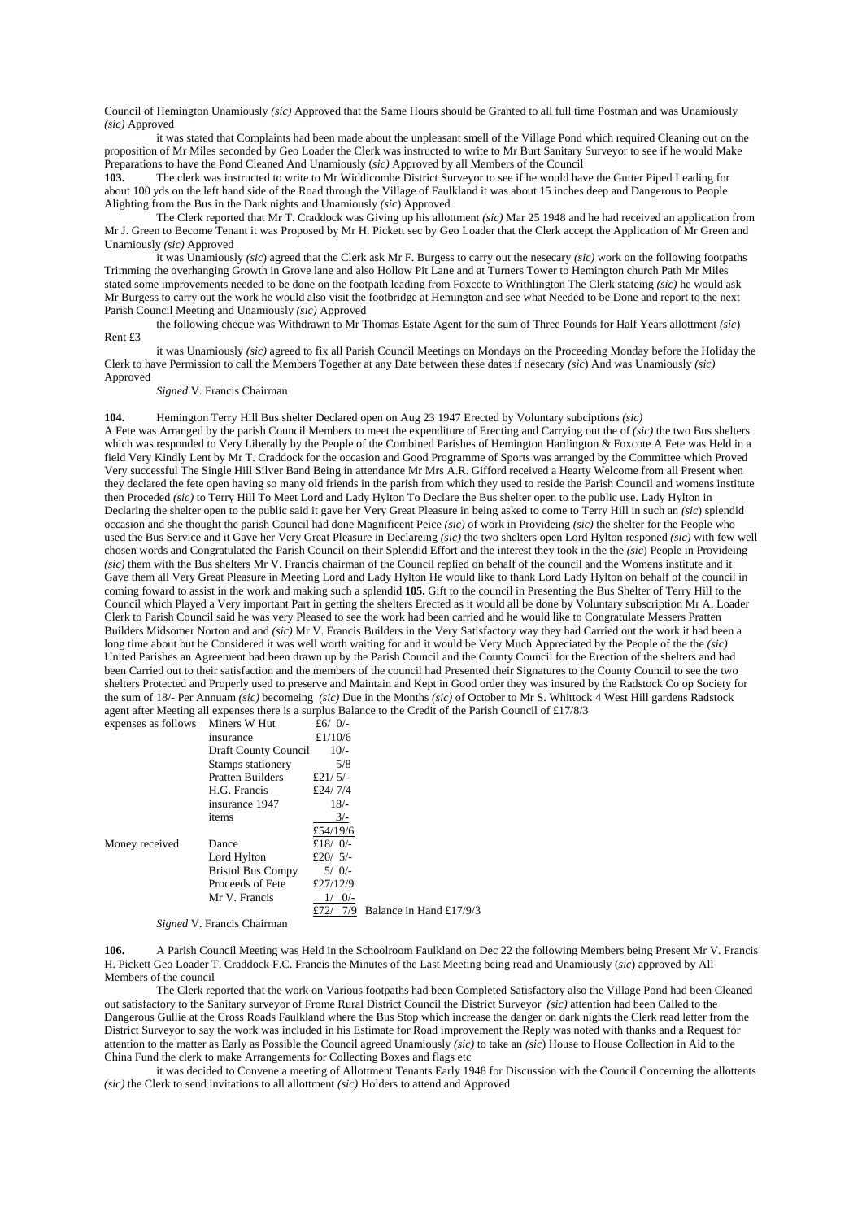Council of Hemington Unamiously *(sic)* Approved that the Same Hours should be Granted to all full time Postman and was Unamiously *(sic)* Approved

it was stated that Complaints had been made about the unpleasant smell of the Village Pond which required Cleaning out on the proposition of Mr Miles seconded by Geo Loader the Clerk was instructed to write to Mr Burt Sanitary Surveyor to see if he would Make Preparations to have the Pond Cleaned And Unamiously (*sic)* Approved by all Members of the Council

**103.** The clerk was instructed to write to Mr Widdicombe District Surveyor to see if he would have the Gutter Piped Leading for about 100 yds on the left hand side of the Road through the Village of Faulkland it was about 15 inches deep and Dangerous to People Alighting from the Bus in the Dark nights and Unamiously *(sic)* Approved

The Clerk reported that Mr T. Craddock was Giving up his allottment *(sic)* Mar 25 1948 and he had received an application from Mr J. Green to Become Tenant it was Proposed by Mr H. Pickett sec by Geo Loader that the Clerk accept the Application of Mr Green and Unamiously *(sic)* Approved

it was Unamiously *(sic*) agreed that the Clerk ask Mr F. Burgess to carry out the nesecary *(sic)* work on the following footpaths Trimming the overhanging Growth in Grove lane and also Hollow Pit Lane and at Turners Tower to Hemington church Path Mr Miles stated some improvements needed to be done on the footpath leading from Foxcote to Writhlington The Clerk stateing *(sic)* he would ask Mr Burgess to carry out the work he would also visit the footbridge at Hemington and see what Needed to be Done and report to the next Parish Council Meeting and Unamiously *(sic)* Approved

the following cheque was Withdrawn to Mr Thomas Estate Agent for the sum of Three Pounds for Half Years allottment *(sic*) Rent £3

it was Unamiously *(sic)* agreed to fix all Parish Council Meetings on Mondays on the Proceeding Monday before the Holiday the Clerk to have Permission to call the Members Together at any Date between these dates if nesecary *(sic*) And was Unamiously *(sic)* Approved

*Signed* V. Francis Chairman

**104.** Hemington Terry Hill Bus shelter Declared open on Aug 23 1947 Erected by Voluntary subciptions *(sic)*
A Fete was Arranged by the parish Council Members to meet the expenditure of Erecting and Carrying out the of *(sic)* the two Bus shelters which was responded to Very Liberally by the People of the Combined Parishes of Hemington Hardington & Foxcote A Fete was Held in a field Very Kindly Lent by Mr T. Craddock for the occasion and Good Programme of Sports was arranged by the Committee which Proved Very successful The Single Hill Silver Band Being in attendance Mr Mrs A.R. Gifford received a Hearty Welcome from all Present when they declared the fete open having so many old friends in the parish from which they used to reside the Parish Council and womens institute then Proceded *(sic)* to Terry Hill To Meet Lord and Lady Hylton To Declare the Bus shelter open to the public use. Lady Hylton in Declaring the shelter open to the public said it gave her Very Great Pleasure in being asked to come to Terry Hill in such an *(sic*) splendid occasion and she thought the parish Council had done Magnificent Peice *(sic)* of work in Provideing *(sic)* the shelter for the People who used the Bus Service and it Gave her Very Great Pleasure in Declareing *(sic)* the two shelters open Lord Hylton responed *(sic)* with few well chosen words and Congratulated the Parish Council on their Splendid Effort and the interest they took in the the *(sic*) People in Provideing *(sic)* them with the Bus shelters Mr V. Francis chairman of the Council replied on behalf of the council and the Womens institute and it Gave them all Very Great Pleasure in Meeting Lord and Lady Hylton He would like to thank Lord Lady Hylton on behalf of the council in coming foward to assist in the work and making such a splendid **105.** Gift to the council in Presenting the Bus Shelter of Terry Hill to the Council which Played a Very important Part in getting the shelters Erected as it would all be done by Voluntary subscription Mr A. Loader Clerk to Parish Council said he was very Pleased to see the work had been carried and he would like to Congratulate Messers Pratten Builders Midsomer Norton and and *(sic)* Mr V. Francis Builders in the Very Satisfactory way they had Carried out the work it had been a long time about but he Considered it was well worth waiting for and it would be Very Much Appreciated by the People of the the *(sic)* United Parishes an Agreement had been drawn up by the Parish Council and the County Council for the Erection of the shelters and had been Carried out to their satisfaction and the members of the council had Presented their Signatures to the County Council to see the two shelters Protected and Properly used to preserve and Maintain and Kept in Good order they was insured by the Radstock Co op Society for the sum of 18/- Per Annuam *(sic)* becomeing *(sic)* Due in the Months *(sic)* of October to Mr S. Whittock 4 West Hill gardens Radstock agent after Meeting all expenses there is a surplus Balance to the Credit of the Parish Council of £17/8/3

| | | | |
|---|---|---|---|
| expenses as follows | Miners W Hut | £6/ 0/- | |
| | insurance | £1/10/6 | |
| | Draft County Council | 10/- | |
| | Stamps stationery | 5/8 | |
| | Pratten Builders | £21/ 5/- | |
| | H.G. Francis | £24/ 7/4 | |
| | insurance 1947 | 18/- | |
| | items | 3/- | |
| | | £54/19/6 | |
| Money received | Dance | £18/ 0/- | |
| | Lord Hylton | £20/ 5/- | |
| | Bristol Bus Compy | 5/ 0/- | |
| | Proceeds of Fete | £27/12/9 | |
| | Mr V. Francis | 1/ 0/- | |
| | | £72/ 7/9 | Balance in Hand £17/9/3 |

*Signed* V. Francis Chairman

**106.** A Parish Council Meeting was Held in the Schoolroom Faulkland on Dec 22 the following Members being Present Mr V. Francis H. Pickett Geo Loader T. Craddock F.C. Francis the Minutes of the Last Meeting being read and Unamiously (*sic*) approved by All Members of the council

The Clerk reported that the work on Various footpaths had been Completed Satisfactory also the Village Pond had been Cleaned out satisfactory to the Sanitary surveyor of Frome Rural District Council the District Surveyor *(sic)* attention had been Called to the Dangerous Gullie at the Cross Roads Faulkland where the Bus Stop which increase the danger on dark nights the Clerk read letter from the District Surveyor to say the work was included in his Estimate for Road improvement the Reply was noted with thanks and a Request for attention to the matter as Early as Possible the Council agreed Unamiously *(sic)* to take an *(sic*) House to House Collection in Aid to the China Fund the clerk to make Arrangements for Collecting Boxes and flags etc

it was decided to Convene a meeting of Allottment Tenants Early 1948 for Discussion with the Council Concerning the allottents *(sic)* the Clerk to send invitations to all allottment *(sic)* Holders to attend and Approved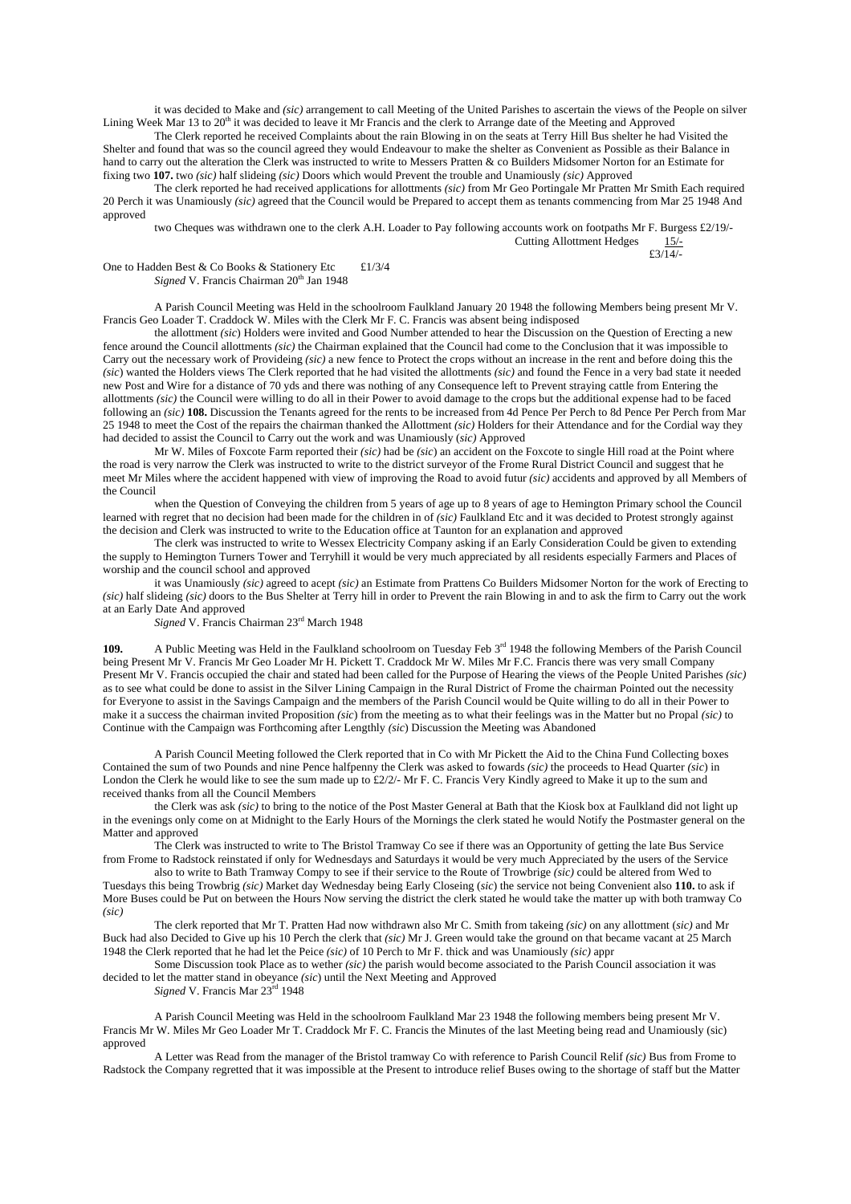it was decided to Make and *(sic)* arrangement to call Meeting of the United Parishes to ascertain the views of the People on silver Lining Week Mar 13 to 20th it was decided to leave it Mr Francis and the clerk to Arrange date of the Meeting and Approved

The Clerk reported he received Complaints about the rain Blowing in on the seats at Terry Hill Bus shelter he had Visited the Shelter and found that was so the council agreed they would Endeavour to make the shelter as Convenient as Possible as their Balance in hand to carry out the alteration the Clerk was instructed to write to Messers Pratten & co Builders Midsomer Norton for an Estimate for fixing two **107.** two *(sic)* half slideing *(sic)* Doors which would Prevent the trouble and Unamiously *(sic)* Approved

The clerk reported he had received applications for allottments *(sic)* from Mr Geo Portingale Mr Pratten Mr Smith Each required 20 Perch it was Unamiously *(sic)* agreed that the Council would be Prepared to accept them as tenants commencing from Mar 25 1948 And approved

two Cheques was withdrawn one to the clerk A.H. Loader to Pay following accounts work on footpaths Mr F. Burgess £2/19/-
Cutting Allottment Hedges 15/-
£3/14/-

One to Hadden Best & Co Books & Stationery Etc £1/3/4
*Signed* V. Francis Chairman 20th Jan 1948

A Parish Council Meeting was Held in the schoolroom Faulkland January 20 1948 the following Members being present Mr V. Francis Geo Loader T. Craddock W. Miles with the Clerk Mr F. C. Francis was absent being indisposed

the allottment *(sic)* Holders were invited and Good Number attended to hear the Discussion on the Question of Erecting a new fence around the Council allottments *(sic)* the Chairman explained that the Council had come to the Conclusion that it was impossible to Carry out the necessary work of Provideing *(sic)* a new fence to Protect the crops without an increase in the rent and before doing this the *(sic)* wanted the Holders views The Clerk reported that he had visited the allottments *(sic)* and found the Fence in a very bad state it needed new Post and Wire for a distance of 70 yds and there was nothing of any Consequence left to Prevent straying cattle from Entering the allottments *(sic)* the Council were willing to do all in their Power to avoid damage to the crops but the additional expense had to be faced following an *(sic)* **108.** Discussion the Tenants agreed for the rents to be increased from 4d Pence Per Perch to 8d Pence Per Perch from Mar 25 1948 to meet the Cost of the repairs the chairman thanked the Allottment *(sic)* Holders for their Attendance and for the Cordial way they had decided to assist the Council to Carry out the work and was Unamiously (*sic)* Approved

Mr W. Miles of Foxcote Farm reported their *(sic)* had be *(sic*) an accident on the Foxcote to single Hill road at the Point where the road is very narrow the Clerk was instructed to write to the district surveyor of the Frome Rural District Council and suggest that he meet Mr Miles where the accident happened with view of improving the Road to avoid futur *(sic)* accidents and approved by all Members of the Council

when the Question of Conveying the children from 5 years of age up to 8 years of age to Hemington Primary school the Council learned with regret that no decision had been made for the children in of *(sic)* Faulkland Etc and it was decided to Protest strongly against the decision and Clerk was instructed to write to the Education office at Taunton for an explanation and approved

The clerk was instructed to write to Wessex Electricity Company asking if an Early Consideration Could be given to extending the supply to Hemington Turners Tower and Terryhill it would be very much appreciated by all residents especially Farmers and Places of worship and the council school and approved

it was Unamiously *(sic)* agreed to acept *(sic)* an Estimate from Prattens Co Builders Midsomer Norton for the work of Erecting to *(sic)* half slideing *(sic)* doors to the Bus Shelter at Terry hill in order to Prevent the rain Blowing in and to ask the firm to Carry out the work at an Early Date And approved

*Signed* V. Francis Chairman 23rd March 1948

**109.** A Public Meeting was Held in the Faulkland schoolroom on Tuesday Feb 3rd 1948 the following Members of the Parish Council being Present Mr V. Francis Mr Geo Loader Mr H. Pickett T. Craddock Mr W. Miles Mr F.C. Francis there was very small Company Present Mr V. Francis occupied the chair and stated had been called for the Purpose of Hearing the views of the People United Parishes *(sic)* as to see what could be done to assist in the Silver Lining Campaign in the Rural District of Frome the chairman Pointed out the necessity for Everyone to assist in the Savings Campaign and the members of the Parish Council would be Quite willing to do all in their Power to make it a success the chairman invited Proposition *(sic*) from the meeting as to what their feelings was in the Matter but no Propal *(sic)* to Continue with the Campaign was Forthcoming after Lengthly *(sic*) Discussion the Meeting was Abandoned

A Parish Council Meeting followed the Clerk reported that in Co with Mr Pickett the Aid to the China Fund Collecting boxes Contained the sum of two Pounds and nine Pence halfpenny the Clerk was asked to fowards *(sic)* the proceeds to Head Quarter *(sic*) in London the Clerk he would like to see the sum made up to £2/2/- Mr F. C. Francis Very Kindly agreed to Make it up to the sum and received thanks from all the Council Members

the Clerk was ask *(sic)* to bring to the notice of the Post Master General at Bath that the Kiosk box at Faulkland did not light up in the evenings only come on at Midnight to the Early Hours of the Mornings the clerk stated he would Notify the Postmaster general on the Matter and approved

The Clerk was instructed to write to The Bristol Tramway Co see if there was an Opportunity of getting the late Bus Service from Frome to Radstock reinstated if only for Wednesdays and Saturdays it would be very much Appreciated by the users of the Service

also to write to Bath Tramway Compy to see if their service to the Route of Trowbrige *(sic)* could be altered from Wed to Tuesdays this being Trowbrig *(sic)* Market day Wednesday being Early Closeing (*sic*) the service not being Convenient also **110.** to ask if More Buses could be Put on between the Hours Now serving the district the clerk stated he would take the matter up with both tramway Co *(sic)*

The clerk reported that Mr T. Pratten Had now withdrawn also Mr C. Smith from takeing *(sic)* on any allottment (*sic)* and Mr Buck had also Decided to Give up his 10 Perch the clerk that *(sic)* Mr J. Green would take the ground on that became vacant at 25 March 1948 the Clerk reported that he had let the Peice *(sic)* of 10 Perch to Mr F. thick and was Unamiously *(sic)* appr

Some Discussion took Place as to wether *(sic)* the parish would become associated to the Parish Council association it was decided to let the matter stand in obeyance *(sic*) until the Next Meeting and Approved

*Signed* V. Francis Mar 23rd 1948

A Parish Council Meeting was Held in the schoolroom Faulkland Mar 23 1948 the following members being present Mr V. Francis Mr W. Miles Mr Geo Loader Mr T. Craddock Mr F. C. Francis the Minutes of the last Meeting being read and Unamiously (sic) approved

A Letter was Read from the manager of the Bristol tramway Co with reference to Parish Council Relif *(sic)* Bus from Frome to Radstock the Company regretted that it was impossible at the Present to introduce relief Buses owing to the shortage of staff but the Matter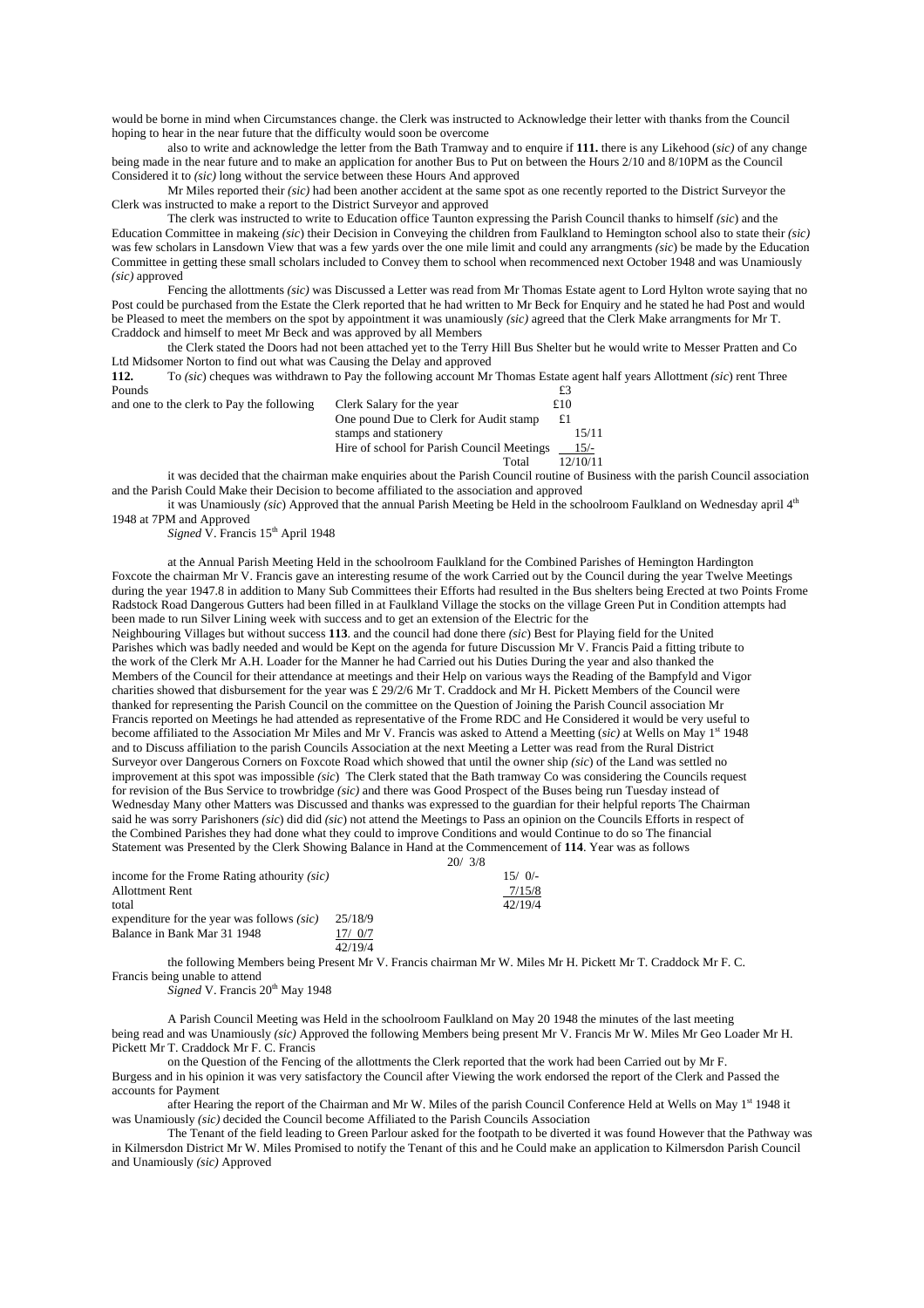would be borne in mind when Circumstances change. the Clerk was instructed to Acknowledge their letter with thanks from the Council hoping to hear in the near future that the difficulty would soon be overcome

also to write and acknowledge the letter from the Bath Tramway and to enquire if **111.** there is any Likehood *(sic)* of any change being made in the near future and to make an application for another Bus to Put on between the Hours 2/10 and 8/10PM as the Council Considered it to *(sic)* long without the service between these Hours And approved

Mr Miles reported their *(sic)* had been another accident at the same spot as one recently reported to the District Surveyor the Clerk was instructed to make a report to the District Surveyor and approved

The clerk was instructed to write to Education office Taunton expressing the Parish Council thanks to himself *(sic)* and the Education Committee in makeing *(sic)* their Decision in Conveying the children from Faulkland to Hemington school also to state their *(sic)* was few scholars in Lansdown View that was a few yards over the one mile limit and could any arrangments *(sic)* be made by the Education Committee in getting these small scholars included to Convey them to school when recommenced next October 1948 and was Unamiously *(sic)* approved

Fencing the allottments *(sic)* was Discussed a Letter was read from Mr Thomas Estate agent to Lord Hylton wrote saying that no Post could be purchased from the Estate the Clerk reported that he had written to Mr Beck for Enquiry and he stated he had Post and would be Pleased to meet the members on the spot by appointment it was unamiously *(sic)* agreed that the Clerk Make arrangments for Mr T. Craddock and himself to meet Mr Beck and was approved by all Members

the Clerk stated the Doors had not been attached yet to the Terry Hill Bus Shelter but he would write to Messer Pratten and Co Ltd Midsomer Norton to find out what was Causing the Delay and approved

**112.** To *(sic)* cheques was withdrawn to Pay the following account Mr Thomas Estate agent half years Allottment *(sic)* rent Three Pounds £3

| and one to the clerk to Pay the following | Clerk Salary for the year | £10 |
|---|---|---|
| | One pound Due to Clerk for Audit stamp | £1 |
| | stamps and stationery | 15/11 |
| | Hire of school for Parish Council Meetings | 15/- |
| | Total | 12/10/11 |

it was decided that the chairman make enquiries about the Parish Council routine of Business with the parish Council association and the Parish Could Make their Decision to become affiliated to the association and approved

it was Unamiously *(sic)* Approved that the annual Parish Meeting be Held in the schoolroom Faulkland on Wednesday april 4th 1948 at 7PM and Approved

*Signed* V. Francis 15th April 1948

at the Annual Parish Meeting Held in the schoolroom Faulkland for the Combined Parishes of Hemington Hardington Foxcote the chairman Mr V. Francis gave an interesting resume of the work Carried out by the Council during the year Twelve Meetings during the year 1947.8 in addition to Many Sub Committees their Efforts had resulted in the Bus shelters being Erected at two Points Frome Radstock Road Dangerous Gutters had been filled in at Faulkland Village the stocks on the village Green Put in Condition attempts had been made to run Silver Lining week with success and to get an extension of the Electric for the Neighbouring Villages but without success **113**. and the council had done there *(sic)* Best for Playing field for the United Parishes which was badly needed and would be Kept on the agenda for future Discussion Mr V. Francis Paid a fitting tribute to the work of the Clerk Mr A.H. Loader for the Manner he had Carried out his Duties During the year and also thanked the Members of the Council for their attendance at meetings and their Help on various ways the Reading of the Bampfyld and Vigor charities showed that disbursement for the year was £ 29/2/6 Mr T. Craddock and Mr H. Pickett Members of the Council were thanked for representing the Parish Council on the committee on the Question of Joining the Parish Council association Mr Francis reported on Meetings he had attended as representative of the Frome RDC and He Considered it would be very useful to become affiliated to the Association Mr Miles and Mr V. Francis was asked to Attend a Meetting (*sic)* at Wells on May 1st 1948 and to Discuss affiliation to the parish Councils Association at the next Meeting a Letter was read from the Rural District Surveyor over Dangerous Corners on Foxcote Road which showed that until the owner ship *(sic)* of the Land was settled no improvement at this spot was impossible *(sic)* The Clerk stated that the Bath tramway Co was considering the Councils request for revision of the Bus Service to trowbridge *(sic)* and there was Good Prospect of the Buses being run Tuesday instead of Wednesday Many other Matters was Discussed and thanks was expressed to the guardian for their helpful reports The Chairman said he was sorry Parishoners *(sic)* did did *(sic)* not attend the Meetings to Pass an opinion on the Councils Efforts in respect of the Combined Parishes they had done what they could to improve Conditions and would Continue to do so The financial Statement was Presented by the Clerk Showing Balance in Hand at the Commencement of **114**. Year was as follows

| | | |
|---|---|---|
| | | 20/ 3/8 |
| income for the Frome Rating athourity *(sic)* | | 15/ 0/- |
| Allottment Rent | | 7/15/8 |
| total | | 42/19/4 |
| expenditure for the year was follows *(sic)* | 25/18/9 | |
| Balance in Bank Mar 31 1948 | 17/ 0/7 | |
| | 42/19/4 | |

the following Members being Present Mr V. Francis chairman Mr W. Miles Mr H. Pickett Mr T. Craddock Mr F. C. Francis being unable to attend

*Signed* V. Francis 20th May 1948

A Parish Council Meeting was Held in the schoolroom Faulkland on May 20 1948 the minutes of the last meeting being read and was Unamiously *(sic)* Approved the following Members being present Mr V. Francis Mr W. Miles Mr Geo Loader Mr H. Pickett Mr T. Craddock Mr F. C. Francis

on the Question of the Fencing of the allottments the Clerk reported that the work had been Carried out by Mr F. Burgess and in his opinion it was very satisfactory the Council after Viewing the work endorsed the report of the Clerk and Passed the accounts for Payment

after Hearing the report of the Chairman and Mr W. Miles of the parish Council Conference Held at Wells on May 1st 1948 it was Unamiously *(sic)* decided the Council become Affiliated to the Parish Councils Association

The Tenant of the field leading to Green Parlour asked for the footpath to be diverted it was found However that the Pathway was in Kilmersdon District Mr W. Miles Promised to notify the Tenant of this and he Could make an application to Kilmersdon Parish Council and Unamiously *(sic)* Approved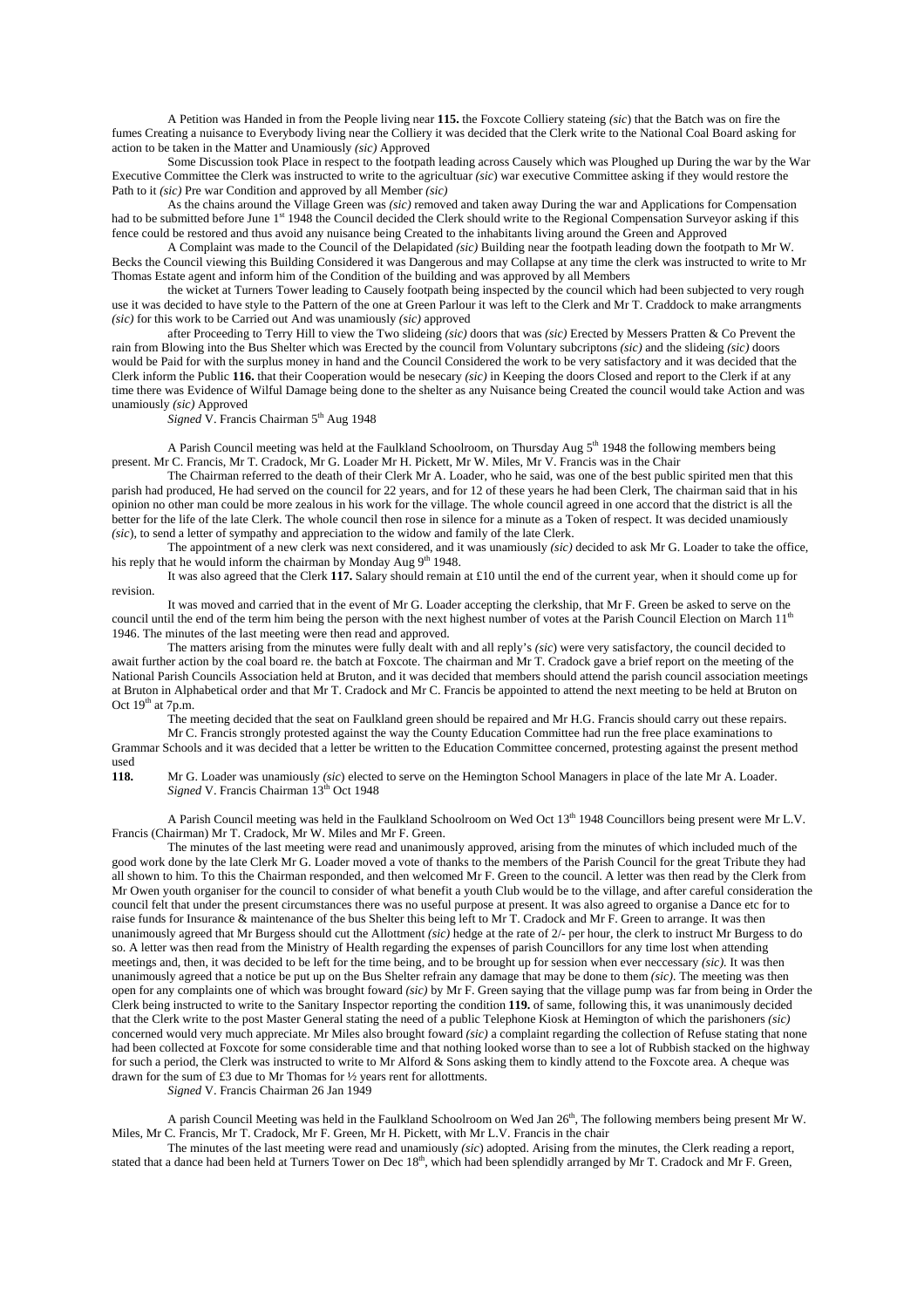A Petition was Handed in from the People living near **115.** the Foxcote Colliery stateing (*sic*) that the Batch was on fire the fumes Creating a nuisance to Everybody living near the Colliery it was decided that the Clerk write to the National Coal Board asking for action to be taken in the Matter and Unamiously *(sic)* Approved

Some Discussion took Place in respect to the footpath leading across Causely which was Ploughed up During the war by the War Executive Committee the Clerk was instructed to write to the agricultuar *(sic*) war executive Committee asking if they would restore the Path to it *(sic)* Pre war Condition and approved by all Member *(sic)*

As the chains around the Village Green was *(sic)* removed and taken away During the war and Applications for Compensation had to be submitted before June 1st 1948 the Council decided the Clerk should write to the Regional Compensation Surveyor asking if this fence could be restored and thus avoid any nuisance being Created to the inhabitants living around the Green and Approved

A Complaint was made to the Council of the Delapidated *(sic)* Building near the footpath leading down the footpath to Mr W. Becks the Council viewing this Building Considered it was Dangerous and may Collapse at any time the clerk was instructed to write to Mr Thomas Estate agent and inform him of the Condition of the building and was approved by all Members

the wicket at Turners Tower leading to Causely footpath being inspected by the council which had been subjected to very rough use it was decided to have style to the Pattern of the one at Green Parlour it was left to the Clerk and Mr T. Craddock to make arrangments *(sic)* for this work to be Carried out And was unamiously *(sic)* approved

after Proceeding to Terry Hill to view the Two slideing *(sic)* doors that was *(sic)* Erected by Messers Pratten & Co Prevent the rain from Blowing into the Bus Shelter which was Erected by the council from Voluntary subcriptons *(sic)* and the slideing *(sic)* doors would be Paid for with the surplus money in hand and the Council Considered the work to be very satisfactory and it was decided that the Clerk inform the Public **116.** that their Cooperation would be nesecary *(sic)* in Keeping the doors Closed and report to the Clerk if at any time there was Evidence of Wilful Damage being done to the shelter as any Nuisance being Created the council would take Action and was unamiously *(sic)* Approved

*Signed* V. Francis Chairman 5th Aug 1948

A Parish Council meeting was held at the Faulkland Schoolroom, on Thursday Aug 5th 1948 the following members being present. Mr C. Francis, Mr T. Cradock, Mr G. Loader Mr H. Pickett, Mr W. Miles, Mr V. Francis was in the Chair

The Chairman referred to the death of their Clerk Mr A. Loader, who he said, was one of the best public spirited men that this parish had produced, He had served on the council for 22 years, and for 12 of these years he had been Clerk, The chairman said that in his opinion no other man could be more zealous in his work for the village. The whole council agreed in one accord that the district is all the better for the life of the late Clerk. The whole council then rose in silence for a minute as a Token of respect. It was decided unamiously *(sic*), to send a letter of sympathy and appreciation to the widow and family of the late Clerk.

The appointment of a new clerk was next considered, and it was unamiously *(sic)* decided to ask Mr G. Loader to take the office, his reply that he would inform the chairman by Monday Aug 9th 1948.

It was also agreed that the Clerk **117.** Salary should remain at £10 until the end of the current year, when it should come up for revision.

It was moved and carried that in the event of Mr G. Loader accepting the clerkship, that Mr F. Green be asked to serve on the council until the end of the term him being the person with the next highest number of votes at the Parish Council Election on March 11th 1946. The minutes of the last meeting were then read and approved.

The matters arising from the minutes were fully dealt with and all reply's *(sic*) were very satisfactory, the council decided to await further action by the coal board re. the batch at Foxcote. The chairman and Mr T. Cradock gave a brief report on the meeting of the National Parish Councils Association held at Bruton, and it was decided that members should attend the parish council association meetings at Bruton in Alphabetical order and that Mr T. Cradock and Mr C. Francis be appointed to attend the next meeting to be held at Bruton on Oct 19th at 7p.m.

The meeting decided that the seat on Faulkland green should be repaired and Mr H.G. Francis should carry out these repairs.

Mr C. Francis strongly protested against the way the County Education Committee had run the free place examinations to Grammar Schools and it was decided that a letter be written to the Education Committee concerned, protesting against the present method used

**118.** Mr G. Loader was unamiously *(sic*) elected to serve on the Hemington School Managers in place of the late Mr A. Loader.
*Signed* V. Francis Chairman 13th Oct 1948

A Parish Council meeting was held in the Faulkland Schoolroom on Wed Oct 13th 1948 Councillors being present were Mr L.V. Francis (Chairman) Mr T. Cradock, Mr W. Miles and Mr F. Green.

The minutes of the last meeting were read and unanimously approved, arising from the minutes of which included much of the good work done by the late Clerk Mr G. Loader moved a vote of thanks to the members of the Parish Council for the great Tribute they had all shown to him. To this the Chairman responded, and then welcomed Mr F. Green to the council. A letter was then read by the Clerk from Mr Owen youth organiser for the council to consider of what benefit a youth Club would be to the village, and after careful consideration the council felt that under the present circumstances there was no useful purpose at present. It was also agreed to organise a Dance etc for to raise funds for Insurance & maintenance of the bus Shelter this being left to Mr T. Cradock and Mr F. Green to arrange. It was then unanimously agreed that Mr Burgess should cut the Allottment *(sic)* hedge at the rate of 2/- per hour, the clerk to instruct Mr Burgess to do so. A letter was then read from the Ministry of Health regarding the expenses of parish Councillors for any time lost when attending meetings and, then, it was decided to be left for the time being, and to be brought up for session when ever neccessary *(sic)*. It was then unanimously agreed that a notice be put up on the Bus Shelter refrain any damage that may be done to them *(sic)*. The meeting was then open for any complaints one of which was brought foward *(sic)* by Mr F. Green saying that the village pump was far from being in Order the Clerk being instructed to write to the Sanitary Inspector reporting the condition **119.** of same, following this, it was unanimously decided that the Clerk write to the post Master General stating the need of a public Telephone Kiosk at Hemington of which the parishoners *(sic)* concerned would very much appreciate. Mr Miles also brought foward *(sic)* a complaint regarding the collection of Refuse stating that none had been collected at Foxcote for some considerable time and that nothing looked worse than to see a lot of Rubbish stacked on the highway for such a period, the Clerk was instructed to write to Mr Alford & Sons asking them to kindly attend to the Foxcote area. A cheque was drawn for the sum of £3 due to Mr Thomas for ½ years rent for allottments.

*Signed* V. Francis Chairman 26 Jan 1949

A parish Council Meeting was held in the Faulkland Schoolroom on Wed Jan 26th, The following members being present Mr W. Miles, Mr C. Francis, Mr T. Cradock, Mr F. Green, Mr H. Pickett, with Mr L.V. Francis in the chair

The minutes of the last meeting were read and unamiously *(sic*) adopted. Arising from the minutes, the Clerk reading a report, stated that a dance had been held at Turners Tower on Dec 18th, which had been splendidly arranged by Mr T. Cradock and Mr F. Green,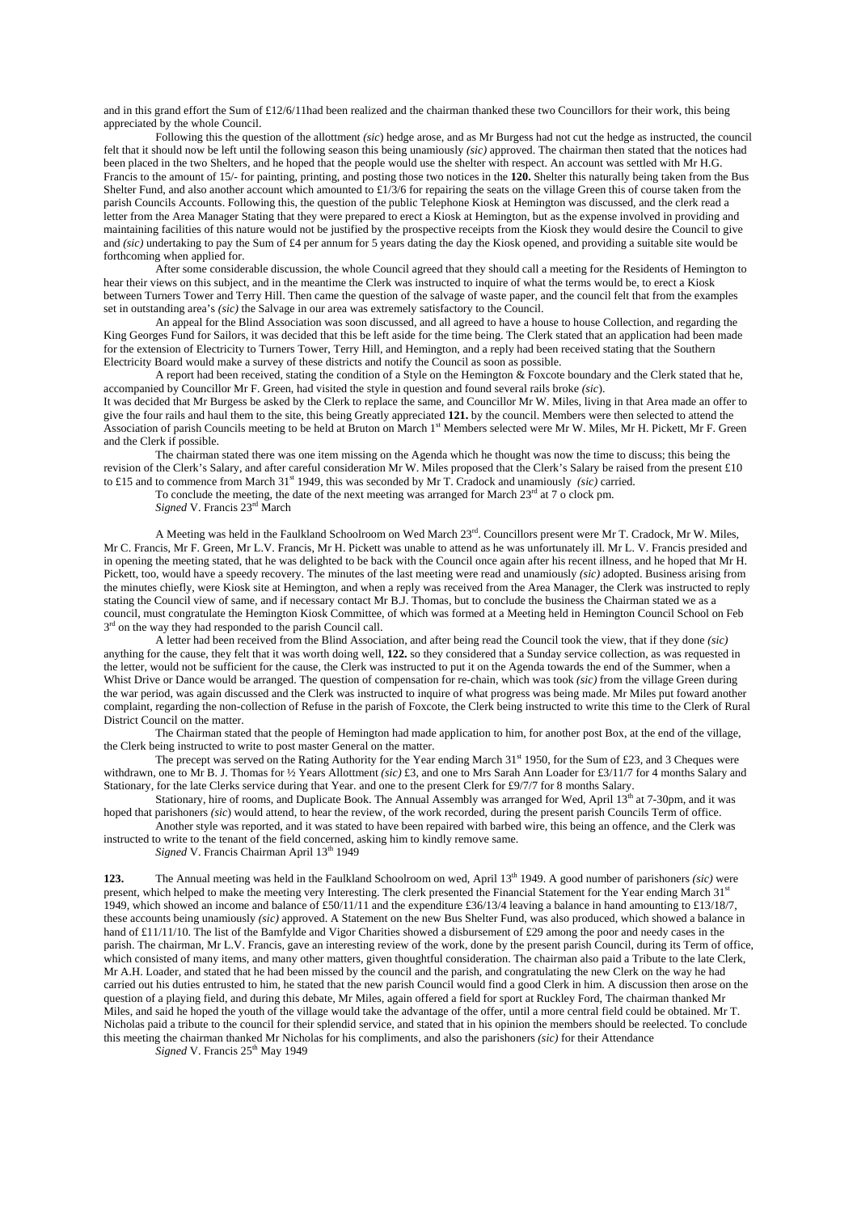and in this grand effort the Sum of £12/6/11had been realized and the chairman thanked these two Councillors for their work, this being appreciated by the whole Council.

Following this the question of the allottment *(sic*) hedge arose, and as Mr Burgess had not cut the hedge as instructed, the council felt that it should now be left until the following season this being unamiously *(sic)* approved. The chairman then stated that the notices had been placed in the two Shelters, and he hoped that the people would use the shelter with respect. An account was settled with Mr H.G. Francis to the amount of 15/- for painting, printing, and posting those two notices in the **120.** Shelter this naturally being taken from the Bus Shelter Fund, and also another account which amounted to £1/3/6 for repairing the seats on the village Green this of course taken from the parish Councils Accounts. Following this, the question of the public Telephone Kiosk at Hemington was discussed, and the clerk read a letter from the Area Manager Stating that they were prepared to erect a Kiosk at Hemington, but as the expense involved in providing and maintaining facilities of this nature would not be justified by the prospective receipts from the Kiosk they would desire the Council to give and *(sic)* undertaking to pay the Sum of £4 per annum for 5 years dating the day the Kiosk opened, and providing a suitable site would be forthcoming when applied for.

After some considerable discussion, the whole Council agreed that they should call a meeting for the Residents of Hemington to hear their views on this subject, and in the meantime the Clerk was instructed to inquire of what the terms would be, to erect a Kiosk between Turners Tower and Terry Hill. Then came the question of the salvage of waste paper, and the council felt that from the examples set in outstanding area's *(sic)* the Salvage in our area was extremely satisfactory to the Council.

An appeal for the Blind Association was soon discussed, and all agreed to have a house to house Collection, and regarding the King Georges Fund for Sailors, it was decided that this be left aside for the time being. The Clerk stated that an application had been made for the extension of Electricity to Turners Tower, Terry Hill, and Hemington, and a reply had been received stating that the Southern Electricity Board would make a survey of these districts and notify the Council as soon as possible.

A report had been received, stating the condition of a Style on the Hemington & Foxcote boundary and the Clerk stated that he, accompanied by Councillor Mr F. Green, had visited the style in question and found several rails broke *(sic*).
It was decided that Mr Burgess be asked by the Clerk to replace the same, and Councillor Mr W. Miles, living in that Area made an offer to give the four rails and haul them to the site, this being Greatly appreciated **121.** by the council. Members were then selected to attend the Association of parish Councils meeting to be held at Bruton on March 1st Members selected were Mr W. Miles, Mr H. Pickett, Mr F. Green and the Clerk if possible.

The chairman stated there was one item missing on the Agenda which he thought was now the time to discuss; this being the revision of the Clerk's Salary, and after careful consideration Mr W. Miles proposed that the Clerk's Salary be raised from the present £10 to £15 and to commence from March 31st 1949, this was seconded by Mr T. Cradock and unamiously *(sic)* carried.

To conclude the meeting, the date of the next meeting was arranged for March 23rd at 7 o clock pm.

*Signed* V. Francis 23rd March

A Meeting was held in the Faulkland Schoolroom on Wed March 23rd. Councillors present were Mr T. Cradock, Mr W. Miles, Mr C. Francis, Mr F. Green, Mr L.V. Francis, Mr H. Pickett was unable to attend as he was unfortunately ill. Mr L. V. Francis presided and in opening the meeting stated, that he was delighted to be back with the Council once again after his recent illness, and he hoped that Mr H. Pickett, too, would have a speedy recovery. The minutes of the last meeting were read and unamiously *(sic)* adopted. Business arising from the minutes chiefly, were Kiosk site at Hemington, and when a reply was received from the Area Manager, the Clerk was instructed to reply stating the Council view of same, and if necessary contact Mr B.J. Thomas, but to conclude the business the Chairman stated we as a council, must congratulate the Hemington Kiosk Committee, of which was formed at a Meeting held in Hemington Council School on Feb 3rd on the way they had responded to the parish Council call.

A letter had been received from the Blind Association, and after being read the Council took the view, that if they done *(sic)* anything for the cause, they felt that it was worth doing well, **122.** so they considered that a Sunday service collection, as was requested in the letter, would not be sufficient for the cause, the Clerk was instructed to put it on the Agenda towards the end of the Summer, when a Whist Drive or Dance would be arranged. The question of compensation for re-chain, which was took *(sic)* from the village Green during the war period, was again discussed and the Clerk was instructed to inquire of what progress was being made. Mr Miles put foward another complaint, regarding the non-collection of Refuse in the parish of Foxcote, the Clerk being instructed to write this time to the Clerk of Rural District Council on the matter.

The Chairman stated that the people of Hemington had made application to him, for another post Box, at the end of the village, the Clerk being instructed to write to post master General on the matter.

The precept was served on the Rating Authority for the Year ending March 31st 1950, for the Sum of £23, and 3 Cheques were withdrawn, one to Mr B. J. Thomas for ½ Years Allottment *(sic)* £3, and one to Mrs Sarah Ann Loader for £3/11/7 for 4 months Salary and Stationary, for the late Clerks service during that Year. and one to the present Clerk for £9/7/7 for 8 months Salary.

Stationary, hire of rooms, and Duplicate Book. The Annual Assembly was arranged for Wed, April 13th at 7-30pm, and it was hoped that parishoners *(sic*) would attend, to hear the review, of the work recorded, during the present parish Councils Term of office.

Another style was reported, and it was stated to have been repaired with barbed wire, this being an offence, and the Clerk was instructed to write to the tenant of the field concerned, asking him to kindly remove same.

*Signed* V. Francis Chairman April 13th 1949

**123.** The Annual meeting was held in the Faulkland Schoolroom on wed, April 13th 1949. A good number of parishoners *(sic)* were present, which helped to make the meeting very Interesting. The clerk presented the Financial Statement for the Year ending March 31st 1949, which showed an income and balance of £50/11/11 and the expenditure £36/13/4 leaving a balance in hand amounting to £13/18/7, these accounts being unamiously *(sic)* approved. A Statement on the new Bus Shelter Fund, was also produced, which showed a balance in hand of £11/11/10. The list of the Bamfylde and Vigor Charities showed a disbursement of £29 among the poor and needy cases in the parish. The chairman, Mr L.V. Francis, gave an interesting review of the work, done by the present parish Council, during its Term of office, which consisted of many items, and many other matters, given thoughtful consideration. The chairman also paid a Tribute to the late Clerk, Mr A.H. Loader, and stated that he had been missed by the council and the parish, and congratulating the new Clerk on the way he had carried out his duties entrusted to him, he stated that the new parish Council would find a good Clerk in him. A discussion then arose on the question of a playing field, and during this debate, Mr Miles, again offered a field for sport at Ruckley Ford, The chairman thanked Mr Miles, and said he hoped the youth of the village would take the advantage of the offer, until a more central field could be obtained. Mr T. Nicholas paid a tribute to the council for their splendid service, and stated that in his opinion the members should be reelected. To conclude this meeting the chairman thanked Mr Nicholas for his compliments, and also the parishoners *(sic)* for their Attendance

*Signed* V. Francis 25th May 1949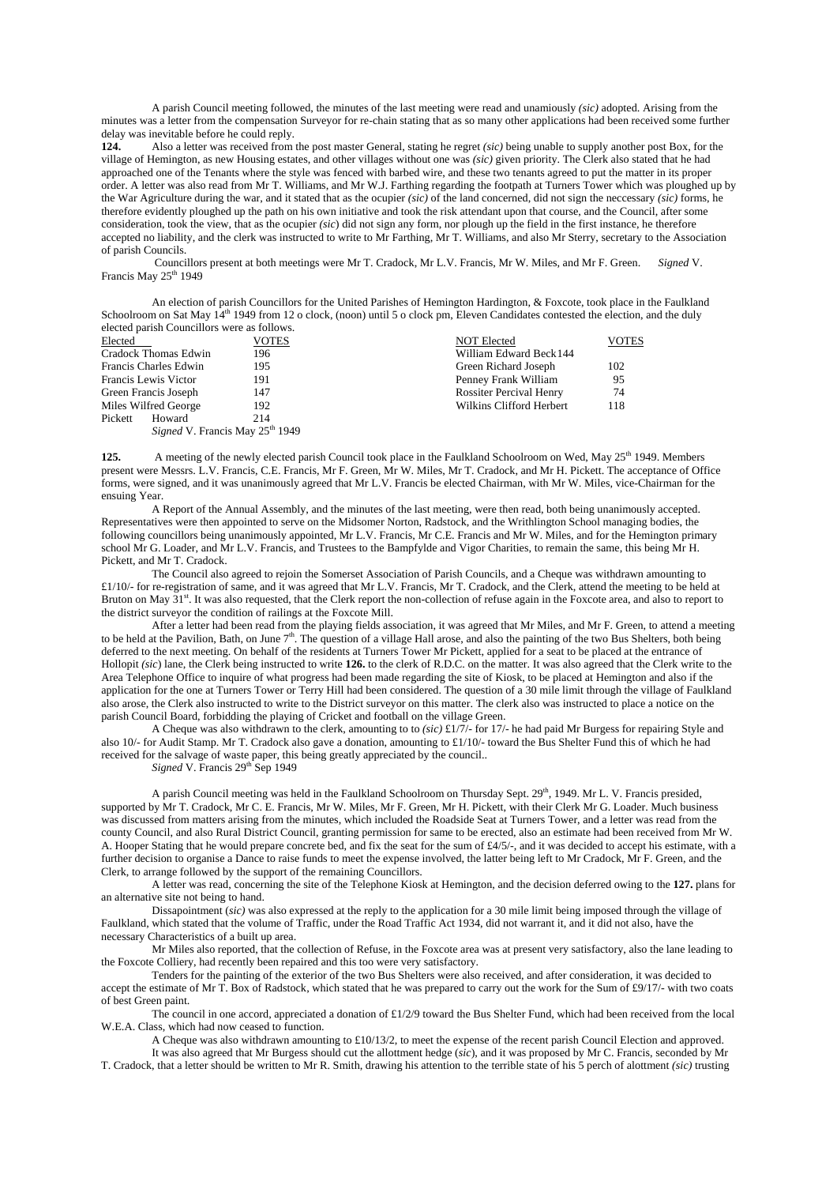A parish Council meeting followed, the minutes of the last meeting were read and unamiously *(sic)* adopted. Arising from the minutes was a letter from the compensation Surveyor for re-chain stating that as so many other applications had been received some further delay was inevitable before he could reply.

**124.** Also a letter was received from the post master General, stating he regret *(sic)* being unable to supply another post Box, for the village of Hemington, as new Housing estates, and other villages without one was *(sic)* given priority. The Clerk also stated that he had approached one of the Tenants where the style was fenced with barbed wire, and these two tenants agreed to put the matter in its proper order. A letter was also read from Mr T. Williams, and Mr W.J. Farthing regarding the footpath at Turners Tower which was ploughed up by the War Agriculture during the war, and it stated that as the ocupier *(sic)* of the land concerned, did not sign the neccessary *(sic)* forms, he therefore evidently ploughed up the path on his own initiative and took the risk attendant upon that course, and the Council, after some consideration, took the view, that as the ocupier *(sic)* did not sign any form, nor plough up the field in the first instance, he therefore accepted no liability, and the clerk was instructed to write to Mr Farthing, Mr T. Williams, and also Mr Sterry, secretary to the Association of parish Councils.

Councillors present at both meetings were Mr T. Cradock, Mr L.V. Francis, Mr W. Miles, and Mr F. Green. *Signed* V. Francis May 25th 1949

An election of parish Councillors for the United Parishes of Hemington Hardington, & Foxcote, took place in the Faulkland Schoolroom on Sat May 14th 1949 from 12 o clock, (noon) until 5 o clock pm, Eleven Candidates contested the election, and the duly elected parish Councillors were as follows.

| Elected | VOTES | NOT Elected | VOTES |
|---|---|---|---|
| Cradock Thomas Edwin | 196 | William Edward Beck | 144 |
| Francis Charles Edwin | 195 | Green Richard Joseph | 102 |
| Francis Lewis Victor | 191 | Penney Frank William | 95 |
| Green Francis Joseph | 147 | Rossiter Percival Henry | 74 |
| Miles Wilfred George | 192 | Wilkins Clifford Herbert | 118 |
| Pickett Howard | 214 | | |

*Signed* V. Francis May 25th 1949

**125.** A meeting of the newly elected parish Council took place in the Faulkland Schoolroom on Wed, May 25th 1949. Members present were Messrs. L.V. Francis, C.E. Francis, Mr F. Green, Mr W. Miles, Mr T. Cradock, and Mr H. Pickett. The acceptance of Office forms, were signed, and it was unanimously agreed that Mr L.V. Francis be elected Chairman, with Mr W. Miles, vice-Chairman for the ensuing Year.

A Report of the Annual Assembly, and the minutes of the last meeting, were then read, both being unanimously accepted. Representatives were then appointed to serve on the Midsomer Norton, Radstock, and the Writhlington School managing bodies, the following councillors being unanimously appointed, Mr L.V. Francis, Mr C.E. Francis and Mr W. Miles, and for the Hemington primary school Mr G. Loader, and Mr L.V. Francis, and Trustees to the Bampfylde and Vigor Charities, to remain the same, this being Mr H. Pickett, and Mr T. Cradock.

The Council also agreed to rejoin the Somerset Association of Parish Councils, and a Cheque was withdrawn amounting to £1/10/- for re-registration of same, and it was agreed that Mr L.V. Francis, Mr T. Cradock, and the Clerk, attend the meeting to be held at Bruton on May 31st. It was also requested, that the Clerk report the non-collection of refuse again in the Foxcote area, and also to report to the district surveyor the condition of railings at the Foxcote Mill.

After a letter had been read from the playing fields association, it was agreed that Mr Miles, and Mr F. Green, to attend a meeting to be held at the Pavilion, Bath, on June 7th. The question of a village Hall arose, and also the painting of the two Bus Shelters, both being deferred to the next meeting. On behalf of the residents at Turners Tower Mr Pickett, applied for a seat to be placed at the entrance of Hollopit *(sic)* lane, the Clerk being instructed to write **126.** to the clerk of R.D.C. on the matter. It was also agreed that the Clerk write to the Area Telephone Office to inquire of what progress had been made regarding the site of Kiosk, to be placed at Hemington and also if the application for the one at Turners Tower or Terry Hill had been considered. The question of a 30 mile limit through the village of Faulkland also arose, the Clerk also instructed to write to the District surveyor on this matter. The clerk also was instructed to place a notice on the parish Council Board, forbidding the playing of Cricket and football on the village Green.

A Cheque was also withdrawn to the clerk, amounting to to *(sic)* £1/7/- for 17/- he had paid Mr Burgess for repairing Style and also 10/- for Audit Stamp. Mr T. Cradock also gave a donation, amounting to £1/10/- toward the Bus Shelter Fund this of which he had received for the salvage of waste paper, this being greatly appreciated by the council..

*Signed* V. Francis 29th Sep 1949

A parish Council meeting was held in the Faulkland Schoolroom on Thursday Sept. 29th, 1949. Mr L. V. Francis presided, supported by Mr T. Cradock, Mr C. E. Francis, Mr W. Miles, Mr F. Green, Mr H. Pickett, with their Clerk Mr G. Loader. Much business was discussed from matters arising from the minutes, which included the Roadside Seat at Turners Tower, and a letter was read from the county Council, and also Rural District Council, granting permission for same to be erected, also an estimate had been received from Mr W. A. Hooper Stating that he would prepare concrete bed, and fix the seat for the sum of £4/5/-, and it was decided to accept his estimate, with a further decision to organise a Dance to raise funds to meet the expense involved, the latter being left to Mr Cradock, Mr F. Green, and the Clerk, to arrange followed by the support of the remaining Councillors.

A letter was read, concerning the site of the Telephone Kiosk at Hemington, and the decision deferred owing to the **127.** plans for an alternative site not being to hand.

Dissapointment (*sic*) was also expressed at the reply to the application for a 30 mile limit being imposed through the village of Faulkland, which stated that the volume of Traffic, under the Road Traffic Act 1934, did not warrant it, and it did not also, have the necessary Characteristics of a built up area.

Mr Miles also reported, that the collection of Refuse, in the Foxcote area was at present very satisfactory, also the lane leading to the Foxcote Colliery, had recently been repaired and this too were very satisfactory.

Tenders for the painting of the exterior of the two Bus Shelters were also received, and after consideration, it was decided to accept the estimate of Mr T. Box of Radstock, which stated that he was prepared to carry out the work for the Sum of £9/17/- with two coats of best Green paint.

The council in one accord, appreciated a donation of £1/2/9 toward the Bus Shelter Fund, which had been received from the local W.E.A. Class, which had now ceased to function.

A Cheque was also withdrawn amounting to £10/13/2, to meet the expense of the recent parish Council Election and approved.

It was also agreed that Mr Burgess should cut the allottment hedge (*sic*), and it was proposed by Mr C. Francis, seconded by Mr T. Cradock, that a letter should be written to Mr R. Smith, drawing his attention to the terrible state of his 5 perch of allottment *(sic)* trusting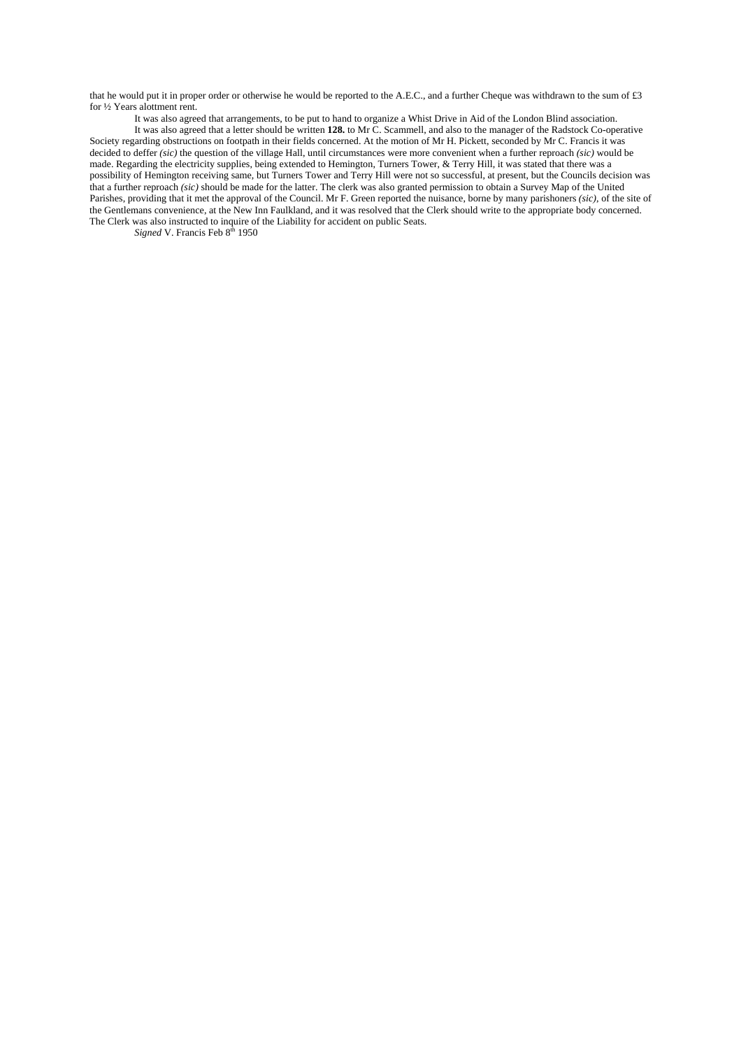that he would put it in proper order or otherwise he would be reported to the A.E.C., and a further Cheque was withdrawn to the sum of £3 for ½ Years alottment rent.

It was also agreed that arrangements, to be put to hand to organize a Whist Drive in Aid of the London Blind association.

It was also agreed that a letter should be written **128.** to Mr C. Scammell, and also to the manager of the Radstock Co-operative Society regarding obstructions on footpath in their fields concerned. At the motion of Mr H. Pickett, seconded by Mr C. Francis it was decided to deffer *(sic)* the question of the village Hall, until circumstances were more convenient when a further reproach *(sic)* would be made. Regarding the electricity supplies, being extended to Hemington, Turners Tower, & Terry Hill, it was stated that there was a possibility of Hemington receiving same, but Turners Tower and Terry Hill were not so successful, at present, but the Councils decision was that a further reproach *(sic)* should be made for the latter. The clerk was also granted permission to obtain a Survey Map of the United Parishes, providing that it met the approval of the Council. Mr F. Green reported the nuisance, borne by many parishoners *(sic)*, of the site of the Gentlemans convenience, at the New Inn Faulkland, and it was resolved that the Clerk should write to the appropriate body concerned. The Clerk was also instructed to inquire of the Liability for accident on public Seats.

*Signed* V. Francis Feb 8th 1950